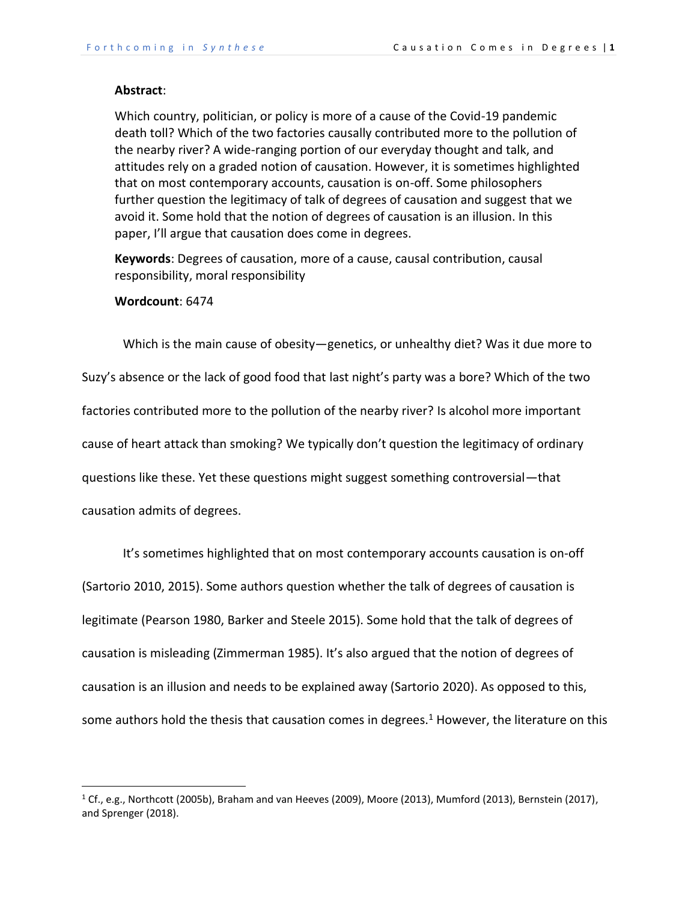**Abstract**:

Which country, politician, or policy is more of a cause of the Covid-19 pandemic death toll? Which of the two factories causally contributed more to the pollution of the nearby river? A wide-ranging portion of our everyday thought and talk, and attitudes rely on a graded notion of causation. However, it is sometimes highlighted that on most contemporary accounts, causation is on-off. Some philosophers further question the legitimacy of talk of degrees of causation and suggest that we avoid it. Some hold that the notion of degrees of causation is an illusion. In this paper, I'll argue that causation does come in degrees.

**Keywords**: Degrees of causation, more of a cause, causal contribution, causal responsibility, moral responsibility

**Wordcount**: 6474

Which is the main cause of obesity—genetics, or unhealthy diet? Was it due more to Suzy's absence or the lack of good food that last night's party was a bore? Which of the two factories contributed more to the pollution of the nearby river? Is alcohol more important cause of heart attack than smoking? We typically don't question the legitimacy of ordinary questions like these. Yet these questions might suggest something controversial—that causation admits of degrees.

It's sometimes highlighted that on most contemporary accounts causation is on-off (Sartorio 2010, 2015). Some authors question whether the talk of degrees of causation is legitimate (Pearson 1980, Barker and Steele 2015). Some hold that the talk of degrees of causation is misleading (Zimmerman 1985). It's also argued that the notion of degrees of causation is an illusion and needs to be explained away (Sartorio 2020). As opposed to this, some authors hold the thesis that causation comes in degrees.[1] However, the literature on this

[1] Cf., e.g., Northcott (2005b), Braham and van Heeves (2009), Moore (2013), Mumford (2013), Bernstein (2017), and Sprenger (2018).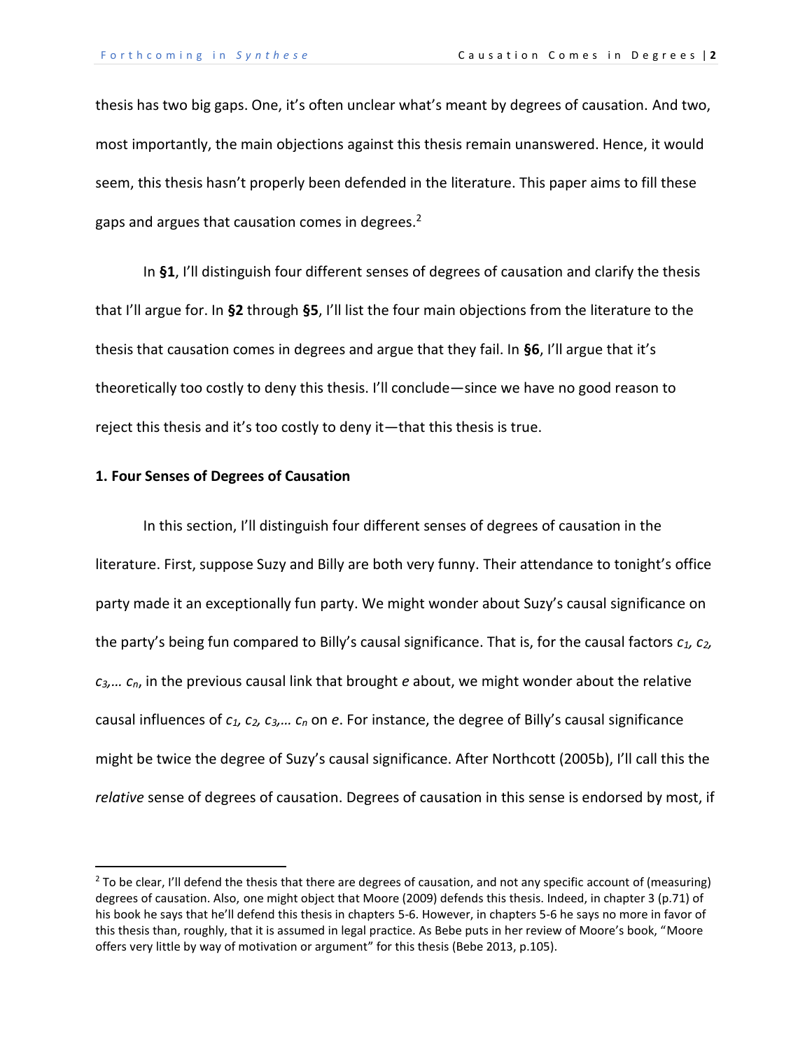thesis has two big gaps. One, it's often unclear what's meant by degrees of causation. And two, most importantly, the main objections against this thesis remain unanswered. Hence, it would seem, this thesis hasn't properly been defended in the literature. This paper aims to fill these gaps and argues that causation comes in degrees.[2]

In **§1**, I'll distinguish four different senses of degrees of causation and clarify the thesis that I'll argue for. In **§2** through **§5**, I'll list the four main objections from the literature to the thesis that causation comes in degrees and argue that they fail. In **§6**, I'll argue that it's theoretically too costly to deny this thesis. I'll conclude—since we have no good reason to reject this thesis and it's too costly to deny it—that this thesis is true.

## 1. Four Senses of Degrees of Causation

In this section, I'll distinguish four different senses of degrees of causation in the literature. First, suppose Suzy and Billy are both very funny. Their attendance to tonight's office party made it an exceptionally fun party. We might wonder about Suzy's causal significance on the party's being fun compared to Billy's causal significance. That is, for the causal factors $c_1, c_2, c_3, \ldots c_n$, in the previous causal link that brought $e$ about, we might wonder about the relative causal influences of $c_1, c_2, c_3, \ldots c_n$ on $e$. For instance, the degree of Billy's causal significance might be twice the degree of Suzy's causal significance. After Northcott (2005b), I'll call this the *relative* sense of degrees of causation. Degrees of causation in this sense is endorsed by most, if

[2] To be clear, I'll defend the thesis that there are degrees of causation, and not any specific account of (measuring) degrees of causation. Also, one might object that Moore (2009) defends this thesis. Indeed, in chapter 3 (p.71) of his book he says that he'll defend this thesis in chapters 5-6. However, in chapters 5-6 he says no more in favor of this thesis than, roughly, that it is assumed in legal practice. As Bebe puts in her review of Moore's book, "Moore offers very little by way of motivation or argument" for this thesis (Bebe 2013, p.105).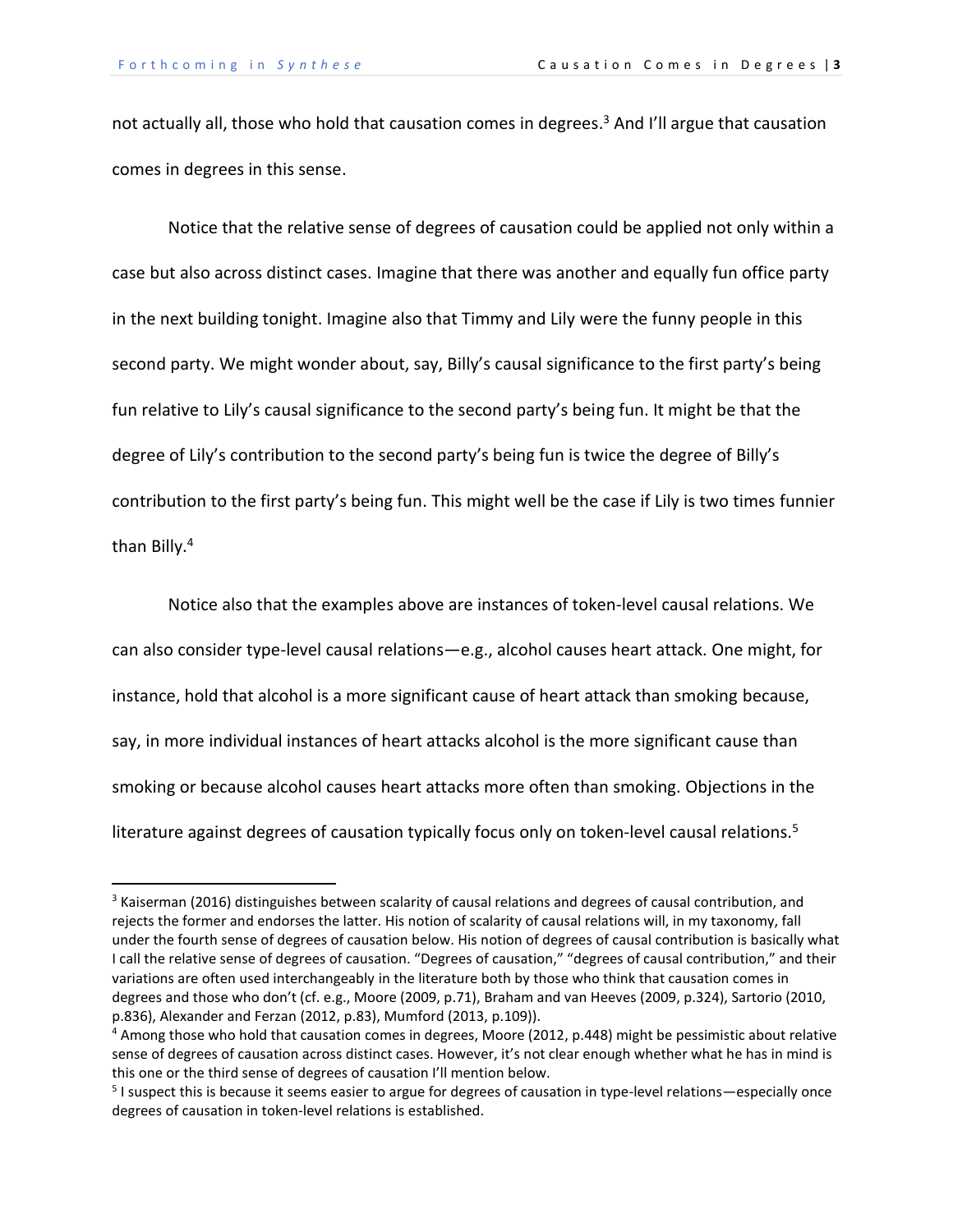not actually all, those who hold that causation comes in degrees.[3] And I'll argue that causation comes in degrees in this sense.

Notice that the relative sense of degrees of causation could be applied not only within a case but also across distinct cases. Imagine that there was another and equally fun office party in the next building tonight. Imagine also that Timmy and Lily were the funny people in this second party. We might wonder about, say, Billy's causal significance to the first party's being fun relative to Lily's causal significance to the second party's being fun. It might be that the degree of Lily's contribution to the second party's being fun is twice the degree of Billy's contribution to the first party's being fun. This might well be the case if Lily is two times funnier than Billy.[4]

Notice also that the examples above are instances of token-level causal relations. We can also consider type-level causal relations—e.g., alcohol causes heart attack. One might, for instance, hold that alcohol is a more significant cause of heart attack than smoking because, say, in more individual instances of heart attacks alcohol is the more significant cause than smoking or because alcohol causes heart attacks more often than smoking. Objections in the literature against degrees of causation typically focus only on token-level causal relations.[5]

---

[3] Kaiserman (2016) distinguishes between scalarity of causal relations and degrees of causal contribution, and rejects the former and endorses the latter. His notion of scalarity of causal relations will, in my taxonomy, fall under the fourth sense of degrees of causation below. His notion of degrees of causal contribution is basically what I call the relative sense of degrees of causation. "Degrees of causation," "degrees of causal contribution," and their variations are often used interchangeably in the literature both by those who think that causation comes in degrees and those who don't (cf. e.g., Moore (2009, p.71), Braham and van Heeves (2009, p.324), Sartorio (2010, p.836), Alexander and Ferzan (2012, p.83), Mumford (2013, p.109)).

[4] Among those who hold that causation comes in degrees, Moore (2012, p.448) might be pessimistic about relative sense of degrees of causation across distinct cases. However, it's not clear enough whether what he has in mind is this one or the third sense of degrees of causation I'll mention below.

[5] I suspect this is because it seems easier to argue for degrees of causation in type-level relations—especially once degrees of causation in token-level relations is established.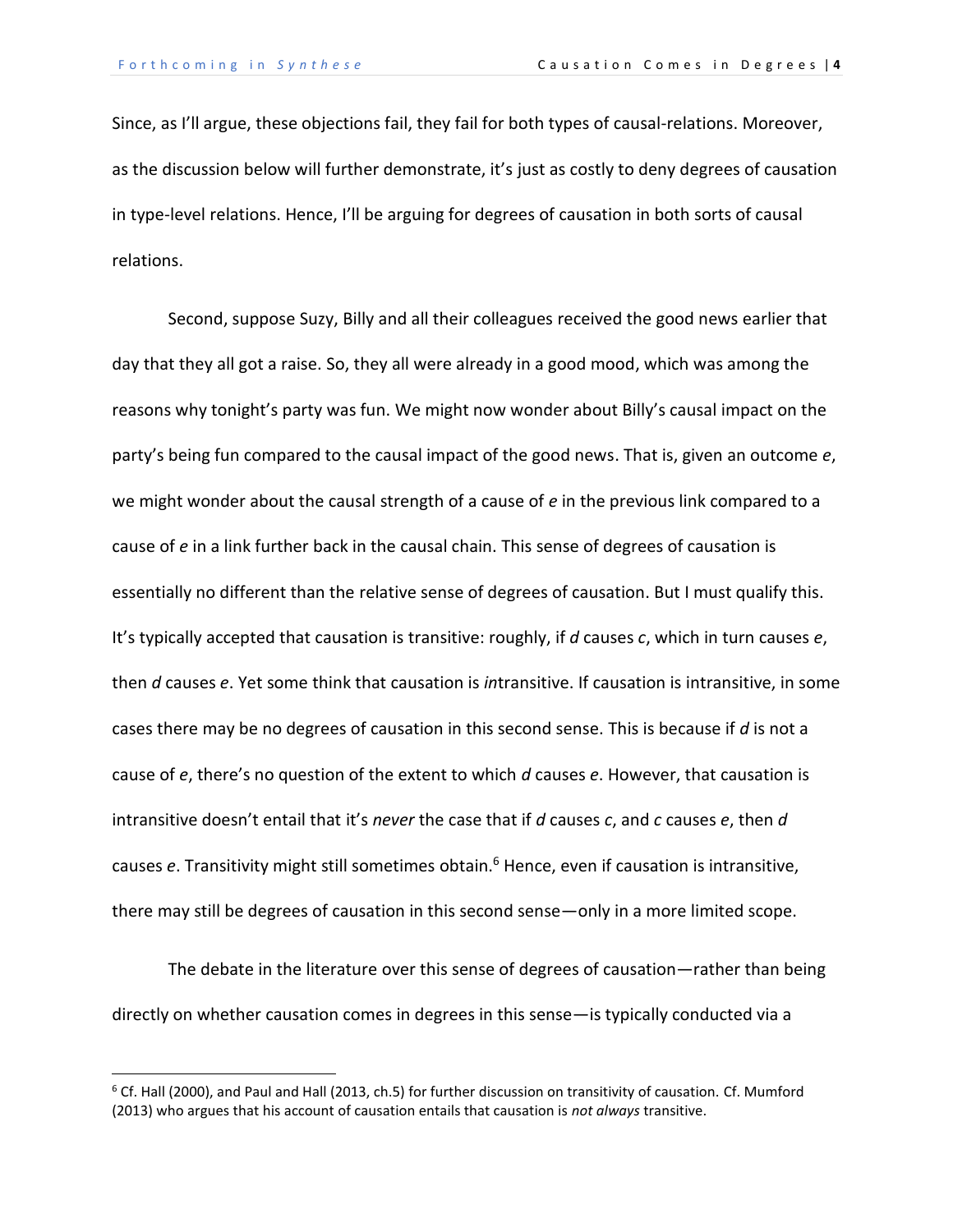Since, as I'll argue, these objections fail, they fail for both types of causal-relations. Moreover, as the discussion below will further demonstrate, it's just as costly to deny degrees of causation in type-level relations. Hence, I'll be arguing for degrees of causation in both sorts of causal relations.

Second, suppose Suzy, Billy and all their colleagues received the good news earlier that day that they all got a raise. So, they all were already in a good mood, which was among the reasons why tonight's party was fun. We might now wonder about Billy's causal impact on the party's being fun compared to the causal impact of the good news. That is, given an outcome *e*, we might wonder about the causal strength of a cause of *e* in the previous link compared to a cause of *e* in a link further back in the causal chain. This sense of degrees of causation is essentially no different than the relative sense of degrees of causation. But I must qualify this. It's typically accepted that causation is transitive: roughly, if *d* causes *c*, which in turn causes *e*, then *d* causes *e*. Yet some think that causation is *in*transitive. If causation is intransitive, in some cases there may be no degrees of causation in this second sense. This is because if *d* is not a cause of *e*, there's no question of the extent to which *d* causes *e*. However, that causation is intransitive doesn't entail that it's *never* the case that if *d* causes *c*, and *c* causes *e*, then *d* causes *e*. Transitivity might still sometimes obtain.[6] Hence, even if causation is intransitive, there may still be degrees of causation in this second sense—only in a more limited scope.

The debate in the literature over this sense of degrees of causation—rather than being directly on whether causation comes in degrees in this sense—is typically conducted via a

[6] Cf. Hall (2000), and Paul and Hall (2013, ch.5) for further discussion on transitivity of causation. Cf. Mumford (2013) who argues that his account of causation entails that causation is *not always* transitive.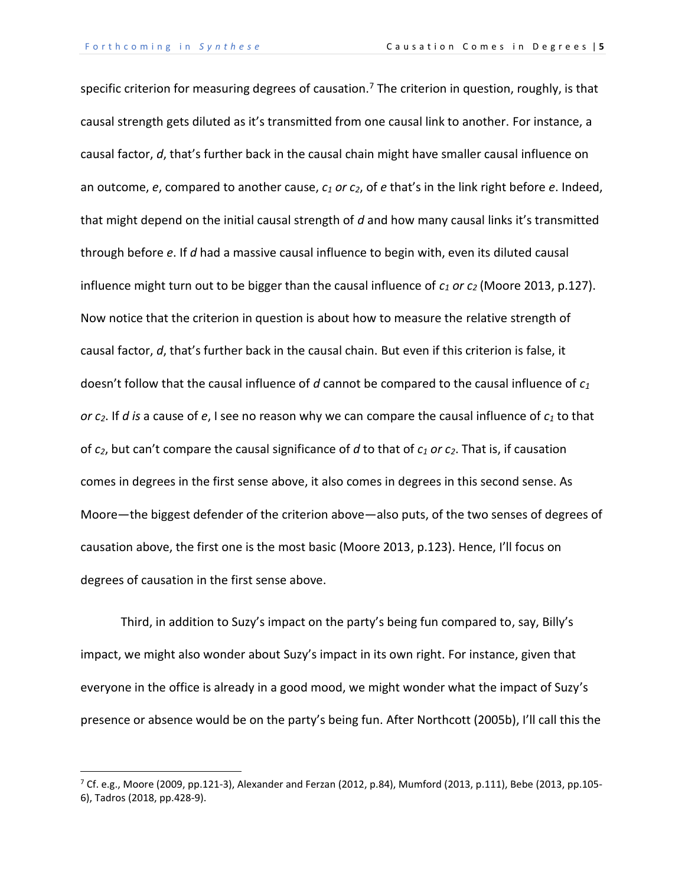specific criterion for measuring degrees of causation.[7] The criterion in question, roughly, is that causal strength gets diluted as it's transmitted from one causal link to another. For instance, a causal factor, *d*, that's further back in the causal chain might have smaller causal influence on an outcome, *e*, compared to another cause, $c_1$ *or* $c_2$, of *e* that's in the link right before *e*. Indeed, that might depend on the initial causal strength of *d* and how many causal links it's transmitted through before *e*. If *d* had a massive causal influence to begin with, even its diluted causal influence might turn out to be bigger than the causal influence of $c_1$ *or* $c_2$ (Moore 2013, p.127). Now notice that the criterion in question is about how to measure the relative strength of causal factor, *d*, that's further back in the causal chain. But even if this criterion is false, it doesn't follow that the causal influence of *d* cannot be compared to the causal influence of $c_1$ *or* $c_2$. If *d is* a cause of *e*, I see no reason why we can compare the causal influence of $c_1$ to that of $c_2$, but can't compare the causal significance of *d* to that of $c_1$ *or* $c_2$. That is, if causation comes in degrees in the first sense above, it also comes in degrees in this second sense. As Moore—the biggest defender of the criterion above—also puts, of the two senses of degrees of causation above, the first one is the most basic (Moore 2013, p.123). Hence, I'll focus on degrees of causation in the first sense above.

Third, in addition to Suzy's impact on the party's being fun compared to, say, Billy's impact, we might also wonder about Suzy's impact in its own right. For instance, given that everyone in the office is already in a good mood, we might wonder what the impact of Suzy's presence or absence would be on the party's being fun. After Northcott (2005b), I'll call this the

[7] Cf. e.g., Moore (2009, pp.121-3), Alexander and Ferzan (2012, p.84), Mumford (2013, p.111), Bebe (2013, pp.105-6), Tadros (2018, pp.428-9).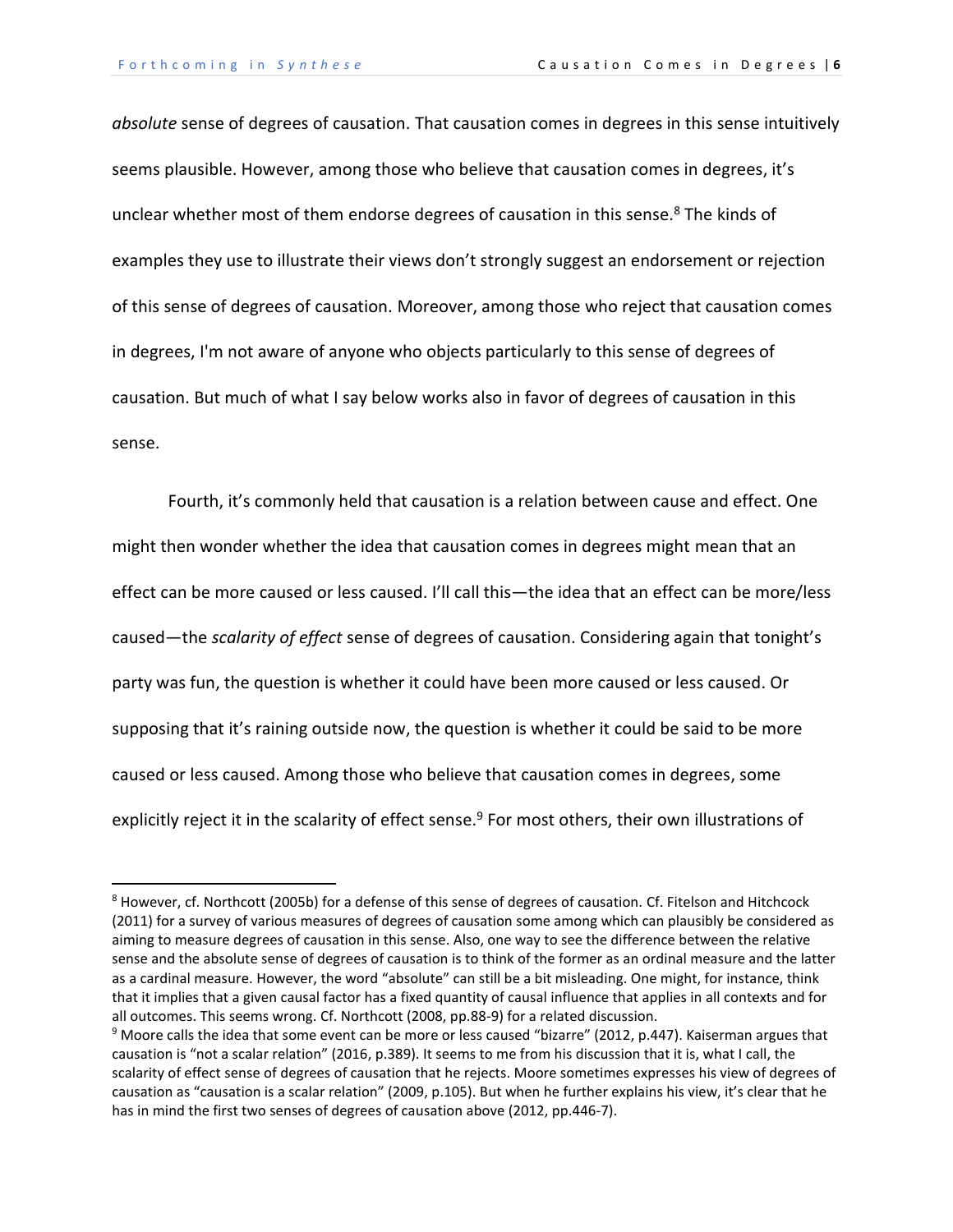*absolute* sense of degrees of causation. That causation comes in degrees in this sense intuitively seems plausible. However, among those who believe that causation comes in degrees, it's unclear whether most of them endorse degrees of causation in this sense.[8] The kinds of examples they use to illustrate their views don't strongly suggest an endorsement or rejection of this sense of degrees of causation. Moreover, among those who reject that causation comes in degrees, I'm not aware of anyone who objects particularly to this sense of degrees of causation. But much of what I say below works also in favor of degrees of causation in this sense.

Fourth, it's commonly held that causation is a relation between cause and effect. One might then wonder whether the idea that causation comes in degrees might mean that an effect can be more caused or less caused. I'll call this—the idea that an effect can be more/less caused—the *scalarity of effect* sense of degrees of causation. Considering again that tonight's party was fun, the question is whether it could have been more caused or less caused. Or supposing that it's raining outside now, the question is whether it could be said to be more caused or less caused. Among those who believe that causation comes in degrees, some explicitly reject it in the scalarity of effect sense.[9] For most others, their own illustrations of

---

[8] However, cf. Northcott (2005b) for a defense of this sense of degrees of causation. Cf. Fitelson and Hitchcock (2011) for a survey of various measures of degrees of causation some among which can plausibly be considered as aiming to measure degrees of causation in this sense. Also, one way to see the difference between the relative sense and the absolute sense of degrees of causation is to think of the former as an ordinal measure and the latter as a cardinal measure. However, the word "absolute" can still be a bit misleading. One might, for instance, think that it implies that a given causal factor has a fixed quantity of causal influence that applies in all contexts and for all outcomes. This seems wrong. Cf. Northcott (2008, pp.88-9) for a related discussion.

[9] Moore calls the idea that some event can be more or less caused "bizarre" (2012, p.447). Kaiserman argues that causation is "not a scalar relation" (2016, p.389). It seems to me from his discussion that it is, what I call, the scalarity of effect sense of degrees of causation that he rejects. Moore sometimes expresses his view of degrees of causation as "causation is a scalar relation" (2009, p.105). But when he further explains his view, it's clear that he has in mind the first two senses of degrees of causation above (2012, pp.446-7).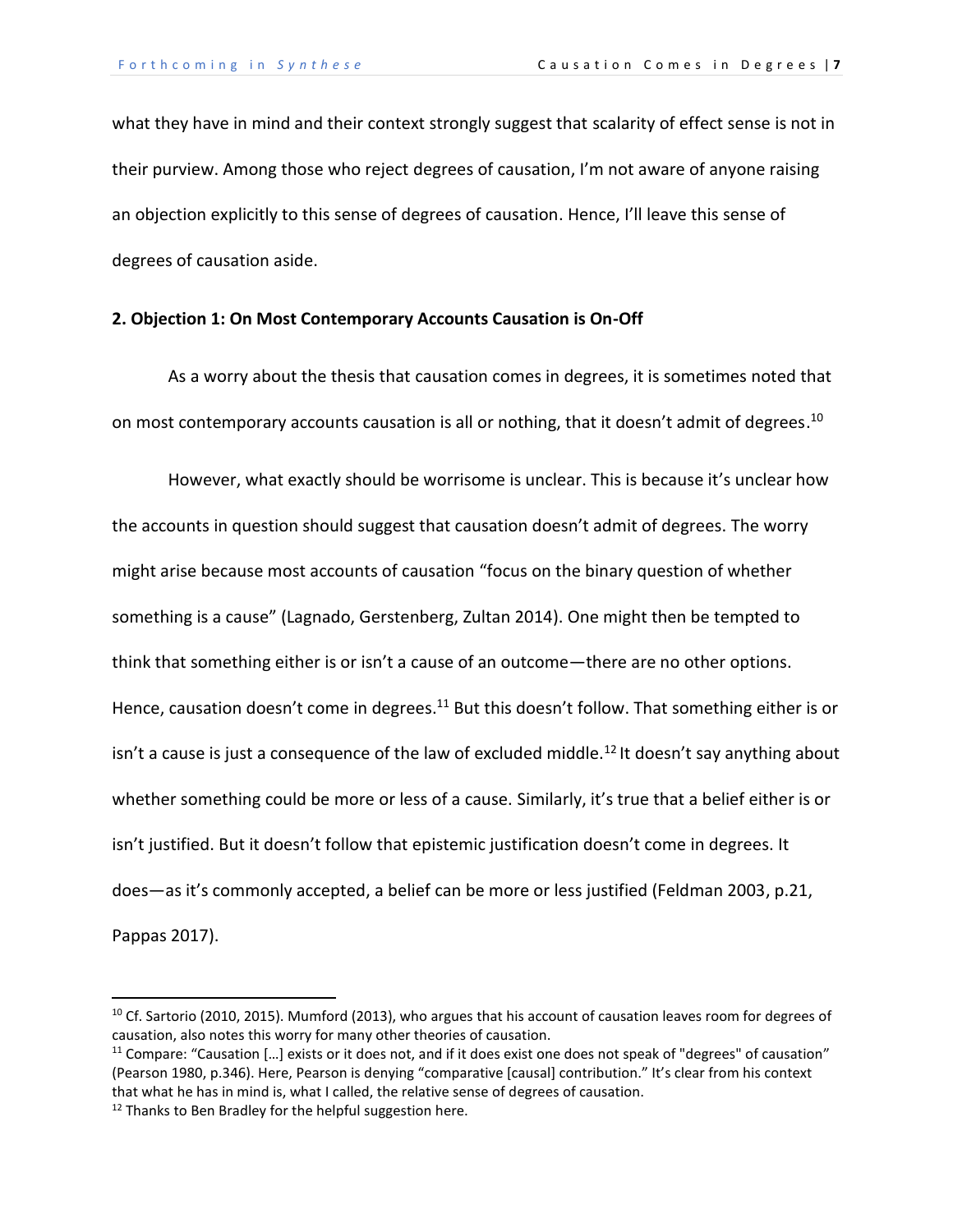what they have in mind and their context strongly suggest that scalarity of effect sense is not in their purview. Among those who reject degrees of causation, I'm not aware of anyone raising an objection explicitly to this sense of degrees of causation. Hence, I'll leave this sense of degrees of causation aside.

## 2. Objection 1: On Most Contemporary Accounts Causation is On-Off

As a worry about the thesis that causation comes in degrees, it is sometimes noted that on most contemporary accounts causation is all or nothing, that it doesn't admit of degrees.[10]

However, what exactly should be worrisome is unclear. This is because it's unclear how the accounts in question should suggest that causation doesn't admit of degrees. The worry might arise because most accounts of causation "focus on the binary question of whether something is a cause" (Lagnado, Gerstenberg, Zultan 2014). One might then be tempted to think that something either is or isn't a cause of an outcome—there are no other options. Hence, causation doesn't come in degrees.[11] But this doesn't follow. That something either is or isn't a cause is just a consequence of the law of excluded middle.[12] It doesn't say anything about whether something could be more or less of a cause. Similarly, it's true that a belief either is or isn't justified. But it doesn't follow that epistemic justification doesn't come in degrees. It does—as it's commonly accepted, a belief can be more or less justified (Feldman 2003, p.21, Pappas 2017).

---

[10] Cf. Sartorio (2010, 2015). Mumford (2013), who argues that his account of causation leaves room for degrees of causation, also notes this worry for many other theories of causation.

[11] Compare: "Causation […] exists or it does not, and if it does exist one does not speak of "degrees" of causation" (Pearson 1980, p.346). Here, Pearson is denying "comparative [causal] contribution." It's clear from his context that what he has in mind is, what I called, the relative sense of degrees of causation.

[12] Thanks to Ben Bradley for the helpful suggestion here.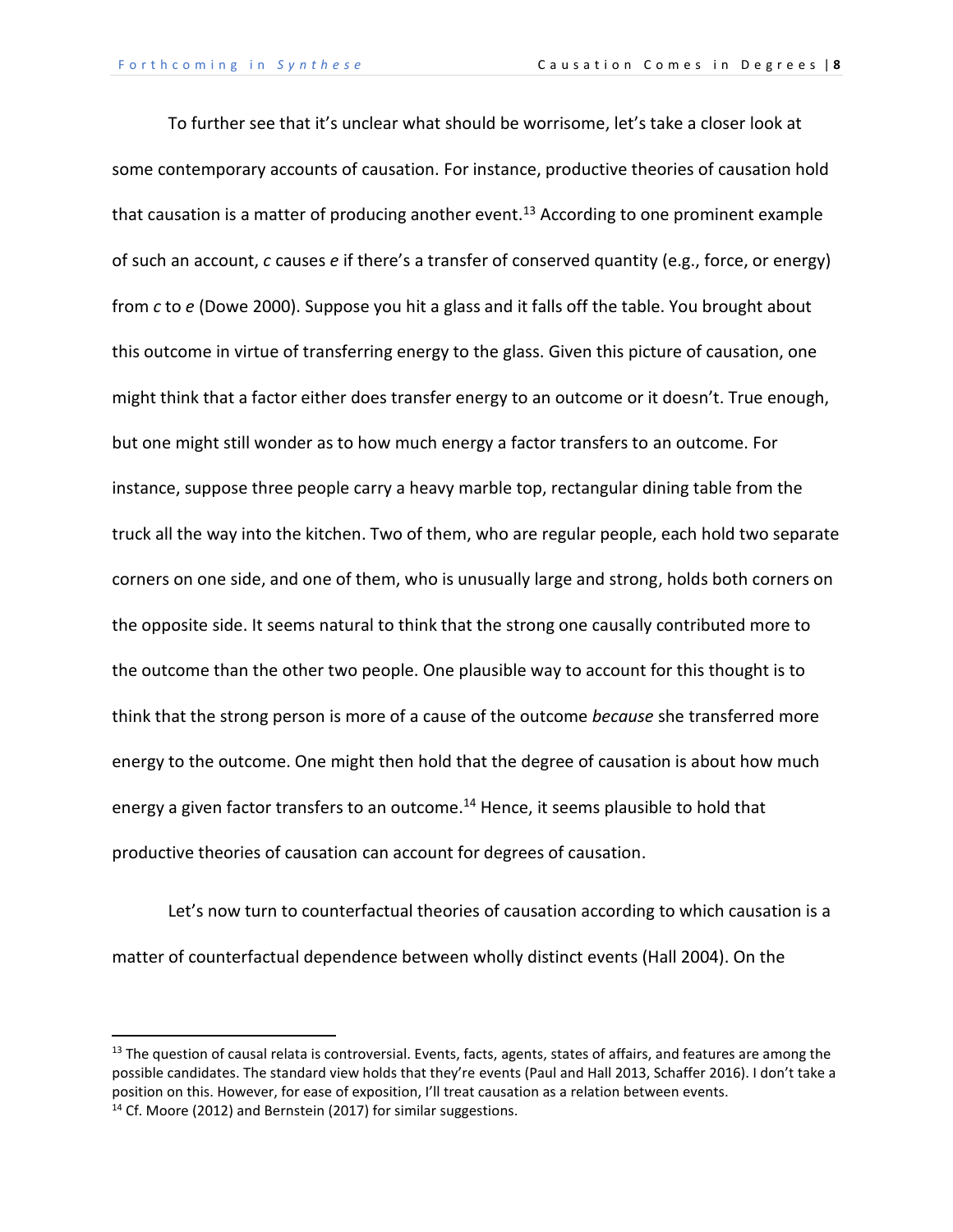To further see that it's unclear what should be worrisome, let's take a closer look at some contemporary accounts of causation. For instance, productive theories of causation hold that causation is a matter of producing another event.[13] According to one prominent example of such an account, *c* causes *e* if there's a transfer of conserved quantity (e.g., force, or energy) from *c* to *e* (Dowe 2000). Suppose you hit a glass and it falls off the table. You brought about this outcome in virtue of transferring energy to the glass. Given this picture of causation, one might think that a factor either does transfer energy to an outcome or it doesn't. True enough, but one might still wonder as to how much energy a factor transfers to an outcome. For instance, suppose three people carry a heavy marble top, rectangular dining table from the truck all the way into the kitchen. Two of them, who are regular people, each hold two separate corners on one side, and one of them, who is unusually large and strong, holds both corners on the opposite side. It seems natural to think that the strong one causally contributed more to the outcome than the other two people. One plausible way to account for this thought is to think that the strong person is more of a cause of the outcome *because* she transferred more energy to the outcome. One might then hold that the degree of causation is about how much energy a given factor transfers to an outcome.[14] Hence, it seems plausible to hold that productive theories of causation can account for degrees of causation.

Let's now turn to counterfactual theories of causation according to which causation is a matter of counterfactual dependence between wholly distinct events (Hall 2004). On the

---

[13] The question of causal relata is controversial. Events, facts, agents, states of affairs, and features are among the possible candidates. The standard view holds that they're events (Paul and Hall 2013, Schaffer 2016). I don't take a position on this. However, for ease of exposition, I'll treat causation as a relation between events.

[14] Cf. Moore (2012) and Bernstein (2017) for similar suggestions.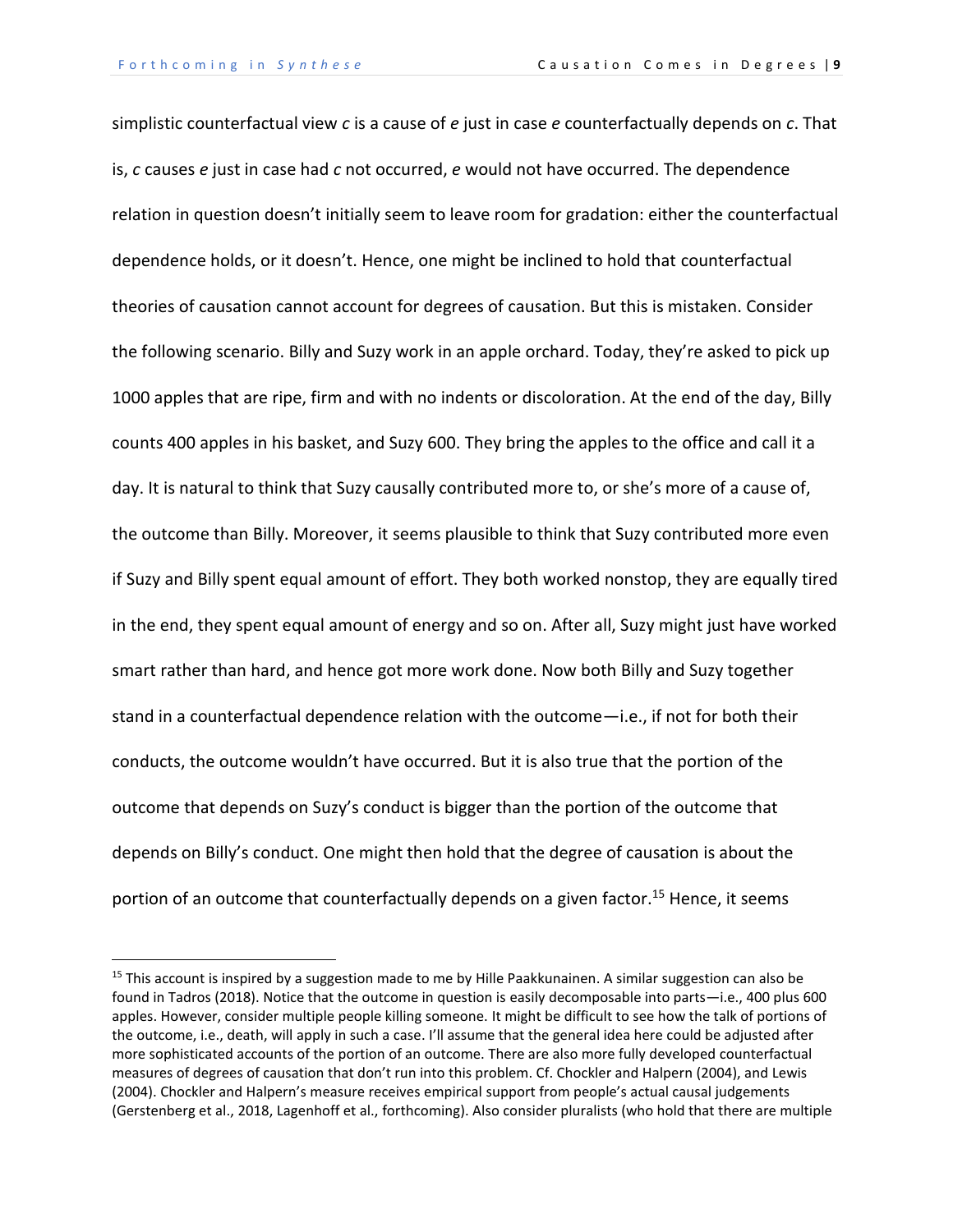simplistic counterfactual view *c* is a cause of *e* just in case *e* counterfactually depends on *c*. That is, *c* causes *e* just in case had *c* not occurred, *e* would not have occurred. The dependence relation in question doesn't initially seem to leave room for gradation: either the counterfactual dependence holds, or it doesn't. Hence, one might be inclined to hold that counterfactual theories of causation cannot account for degrees of causation. But this is mistaken. Consider the following scenario. Billy and Suzy work in an apple orchard. Today, they're asked to pick up 1000 apples that are ripe, firm and with no indents or discoloration. At the end of the day, Billy counts 400 apples in his basket, and Suzy 600. They bring the apples to the office and call it a day. It is natural to think that Suzy causally contributed more to, or she's more of a cause of, the outcome than Billy. Moreover, it seems plausible to think that Suzy contributed more even if Suzy and Billy spent equal amount of effort. They both worked nonstop, they are equally tired in the end, they spent equal amount of energy and so on. After all, Suzy might just have worked smart rather than hard, and hence got more work done. Now both Billy and Suzy together stand in a counterfactual dependence relation with the outcome—i.e., if not for both their conducts, the outcome wouldn't have occurred. But it is also true that the portion of the outcome that depends on Suzy's conduct is bigger than the portion of the outcome that depends on Billy's conduct. One might then hold that the degree of causation is about the portion of an outcome that counterfactually depends on a given factor.[15] Hence, it seems

[15] This account is inspired by a suggestion made to me by Hille Paakkunainen. A similar suggestion can also be found in Tadros (2018). Notice that the outcome in question is easily decomposable into parts—i.e., 400 plus 600 apples. However, consider multiple people killing someone. It might be difficult to see how the talk of portions of the outcome, i.e., death, will apply in such a case. I'll assume that the general idea here could be adjusted after more sophisticated accounts of the portion of an outcome. There are also more fully developed counterfactual measures of degrees of causation that don't run into this problem. Cf. Chockler and Halpern (2004), and Lewis (2004). Chockler and Halpern's measure receives empirical support from people's actual causal judgements (Gerstenberg et al., 2018, Lagenhoff et al., forthcoming). Also consider pluralists (who hold that there are multiple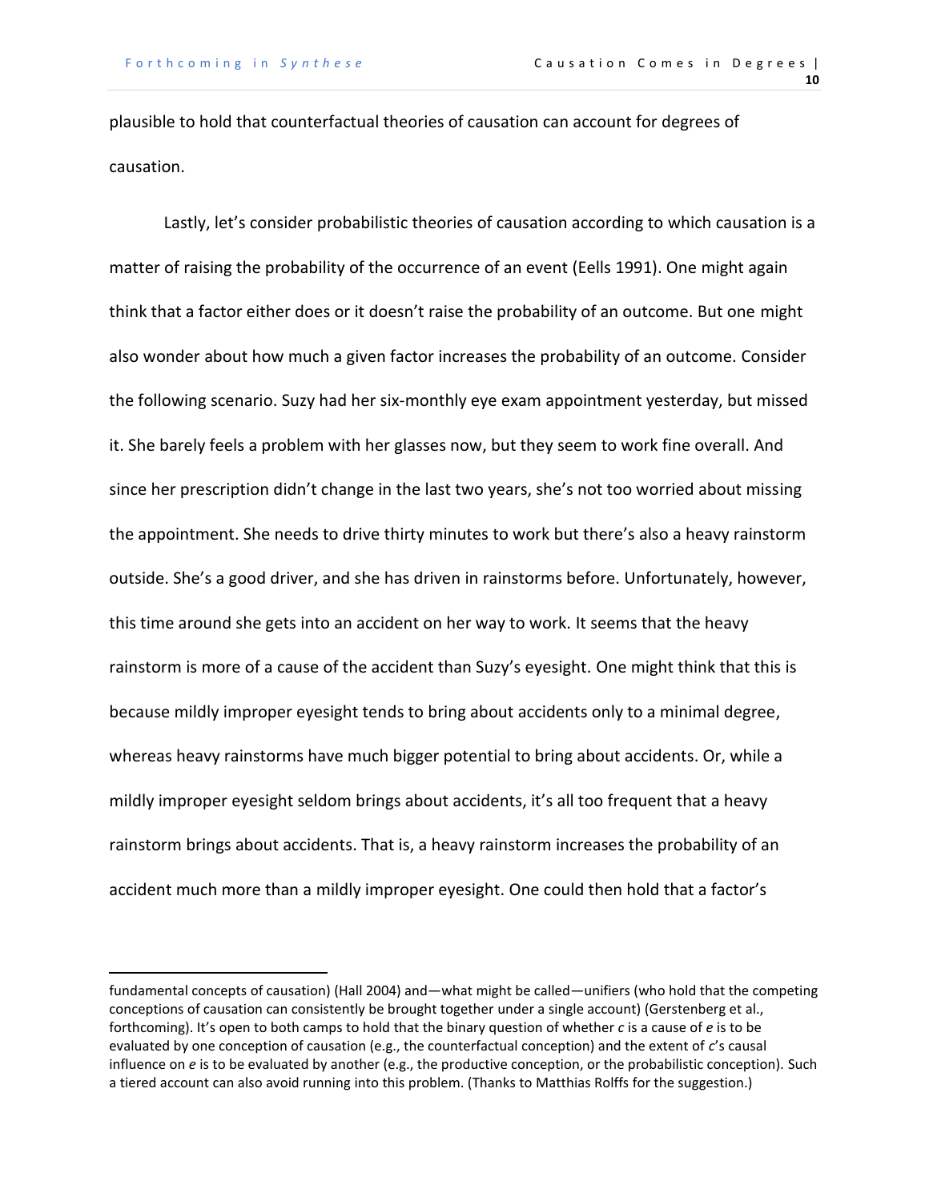plausible to hold that counterfactual theories of causation can account for degrees of causation.

Lastly, let's consider probabilistic theories of causation according to which causation is a matter of raising the probability of the occurrence of an event (Eells 1991). One might again think that a factor either does or it doesn't raise the probability of an outcome. But one might also wonder about how much a given factor increases the probability of an outcome. Consider the following scenario. Suzy had her six-monthly eye exam appointment yesterday, but missed it. She barely feels a problem with her glasses now, but they seem to work fine overall. And since her prescription didn't change in the last two years, she's not too worried about missing the appointment. She needs to drive thirty minutes to work but there's also a heavy rainstorm outside. She's a good driver, and she has driven in rainstorms before. Unfortunately, however, this time around she gets into an accident on her way to work. It seems that the heavy rainstorm is more of a cause of the accident than Suzy's eyesight. One might think that this is because mildly improper eyesight tends to bring about accidents only to a minimal degree, whereas heavy rainstorms have much bigger potential to bring about accidents. Or, while a mildly improper eyesight seldom brings about accidents, it's all too frequent that a heavy rainstorm brings about accidents. That is, a heavy rainstorm increases the probability of an accident much more than a mildly improper eyesight. One could then hold that a factor's

---

fundamental concepts of causation) (Hall 2004) and—what might be called—unifiers (who hold that the competing conceptions of causation can consistently be brought together under a single account) (Gerstenberg et al., forthcoming). It's open to both camps to hold that the binary question of whether *c* is a cause of *e* is to be evaluated by one conception of causation (e.g., the counterfactual conception) and the extent of *c*'s causal influence on *e* is to be evaluated by another (e.g., the productive conception, or the probabilistic conception). Such a tiered account can also avoid running into this problem. (Thanks to Matthias Rolffs for the suggestion.)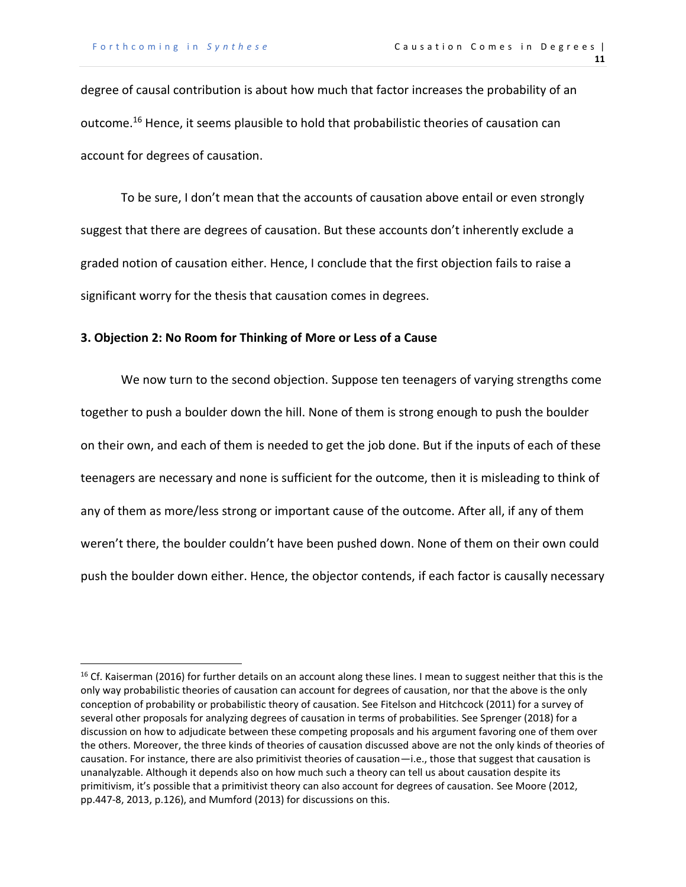degree of causal contribution is about how much that factor increases the probability of an outcome.[16] Hence, it seems plausible to hold that probabilistic theories of causation can account for degrees of causation.

To be sure, I don't mean that the accounts of causation above entail or even strongly suggest that there are degrees of causation. But these accounts don't inherently exclude a graded notion of causation either. Hence, I conclude that the first objection fails to raise a significant worry for the thesis that causation comes in degrees.

## 3. Objection 2: No Room for Thinking of More or Less of a Cause

We now turn to the second objection. Suppose ten teenagers of varying strengths come together to push a boulder down the hill. None of them is strong enough to push the boulder on their own, and each of them is needed to get the job done. But if the inputs of each of these teenagers are necessary and none is sufficient for the outcome, then it is misleading to think of any of them as more/less strong or important cause of the outcome. After all, if any of them weren't there, the boulder couldn't have been pushed down. None of them on their own could push the boulder down either. Hence, the objector contends, if each factor is causally necessary

[16] Cf. Kaiserman (2016) for further details on an account along these lines. I mean to suggest neither that this is the only way probabilistic theories of causation can account for degrees of causation, nor that the above is the only conception of probability or probabilistic theory of causation. See Fitelson and Hitchcock (2011) for a survey of several other proposals for analyzing degrees of causation in terms of probabilities. See Sprenger (2018) for a discussion on how to adjudicate between these competing proposals and his argument favoring one of them over the others. Moreover, the three kinds of theories of causation discussed above are not the only kinds of theories of causation. For instance, there are also primitivist theories of causation—i.e., those that suggest that causation is unanalyzable. Although it depends also on how much such a theory can tell us about causation despite its primitivism, it's possible that a primitivist theory can also account for degrees of causation. See Moore (2012, pp.447-8, 2013, p.126), and Mumford (2013) for discussions on this.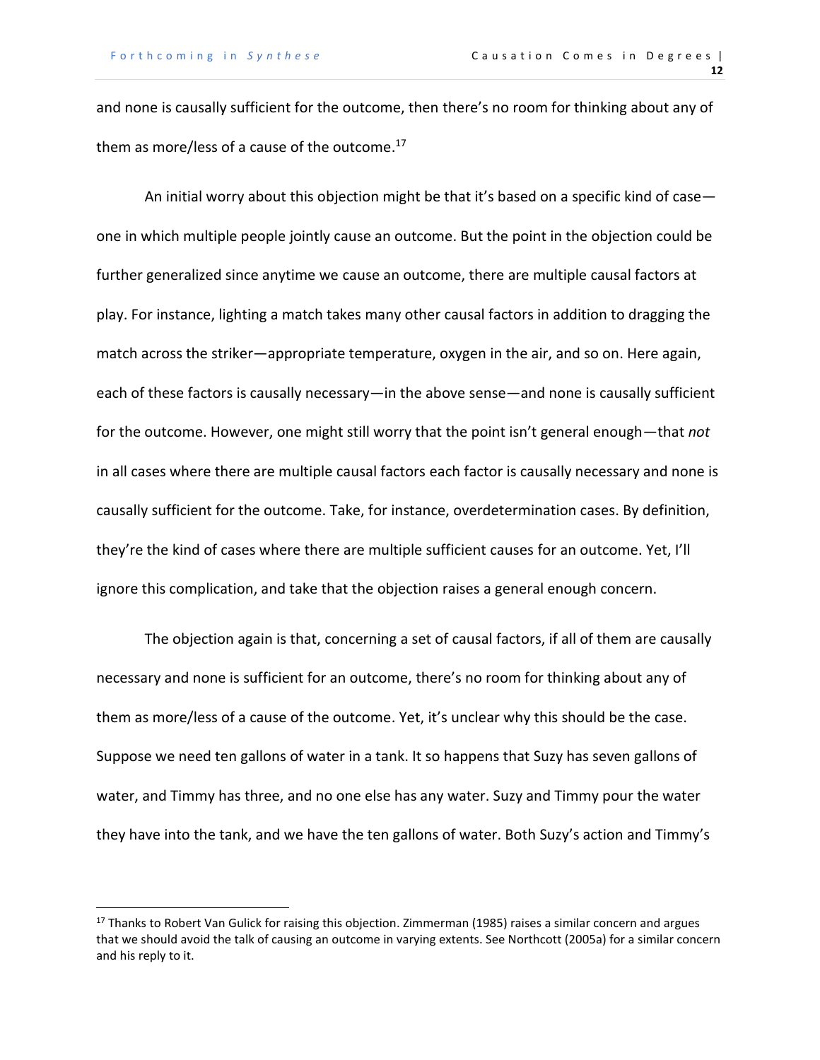and none is causally sufficient for the outcome, then there's no room for thinking about any of them as more/less of a cause of the outcome.[17]

An initial worry about this objection might be that it's based on a specific kind of case—one in which multiple people jointly cause an outcome. But the point in the objection could be further generalized since anytime we cause an outcome, there are multiple causal factors at play. For instance, lighting a match takes many other causal factors in addition to dragging the match across the striker—appropriate temperature, oxygen in the air, and so on. Here again, each of these factors is causally necessary—in the above sense—and none is causally sufficient for the outcome. However, one might still worry that the point isn't general enough—that *not* in all cases where there are multiple causal factors each factor is causally necessary and none is causally sufficient for the outcome. Take, for instance, overdetermination cases. By definition, they're the kind of cases where there are multiple sufficient causes for an outcome. Yet, I'll ignore this complication, and take that the objection raises a general enough concern.

The objection again is that, concerning a set of causal factors, if all of them are causally necessary and none is sufficient for an outcome, there's no room for thinking about any of them as more/less of a cause of the outcome. Yet, it's unclear why this should be the case. Suppose we need ten gallons of water in a tank. It so happens that Suzy has seven gallons of water, and Timmy has three, and no one else has any water. Suzy and Timmy pour the water they have into the tank, and we have the ten gallons of water. Both Suzy's action and Timmy's

[17] Thanks to Robert Van Gulick for raising this objection. Zimmerman (1985) raises a similar concern and argues that we should avoid the talk of causing an outcome in varying extents. See Northcott (2005a) for a similar concern and his reply to it.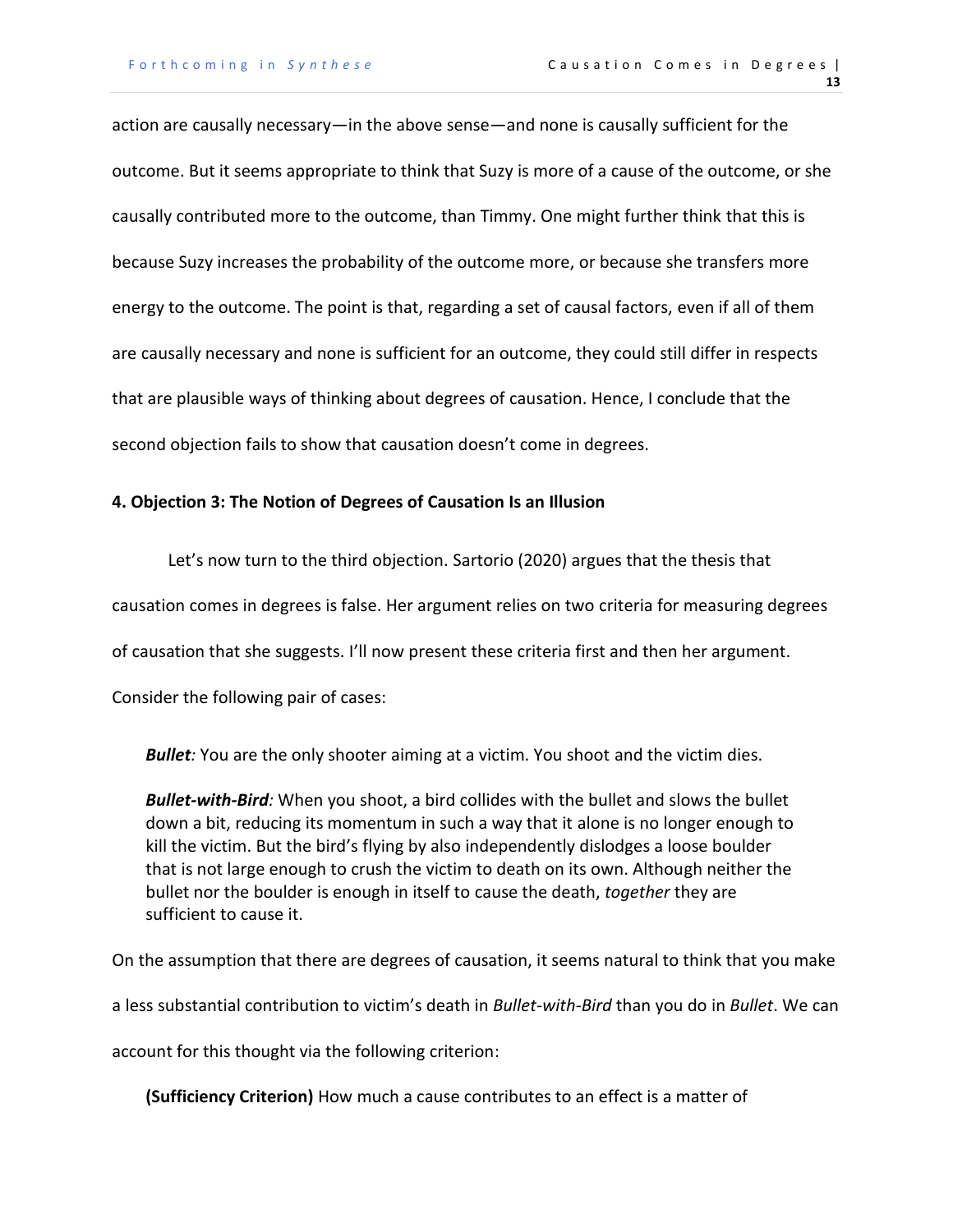action are causally necessary—in the above sense—and none is causally sufficient for the outcome. But it seems appropriate to think that Suzy is more of a cause of the outcome, or she causally contributed more to the outcome, than Timmy. One might further think that this is because Suzy increases the probability of the outcome more, or because she transfers more energy to the outcome. The point is that, regarding a set of causal factors, even if all of them are causally necessary and none is sufficient for an outcome, they could still differ in respects that are plausible ways of thinking about degrees of causation. Hence, I conclude that the second objection fails to show that causation doesn't come in degrees.

## 4. Objection 3: The Notion of Degrees of Causation Is an Illusion

Let's now turn to the third objection. Sartorio (2020) argues that the thesis that causation comes in degrees is false. Her argument relies on two criteria for measuring degrees of causation that she suggests. I'll now present these criteria first and then her argument. Consider the following pair of cases:

> ***Bullet**:* You are the only shooter aiming at a victim. You shoot and the victim dies.
>
> ***Bullet-with-Bird**:* When you shoot, a bird collides with the bullet and slows the bullet down a bit, reducing its momentum in such a way that it alone is no longer enough to kill the victim. But the bird's flying by also independently dislodges a loose boulder that is not large enough to crush the victim to death on its own. Although neither the bullet nor the boulder is enough in itself to cause the death, *together* they are sufficient to cause it.

On the assumption that there are degrees of causation, it seems natural to think that you make a less substantial contribution to victim's death in *Bullet-with-Bird* than you do in *Bullet*. We can account for this thought via the following criterion:

> **(Sufficiency Criterion)** How much a cause contributes to an effect is a matter of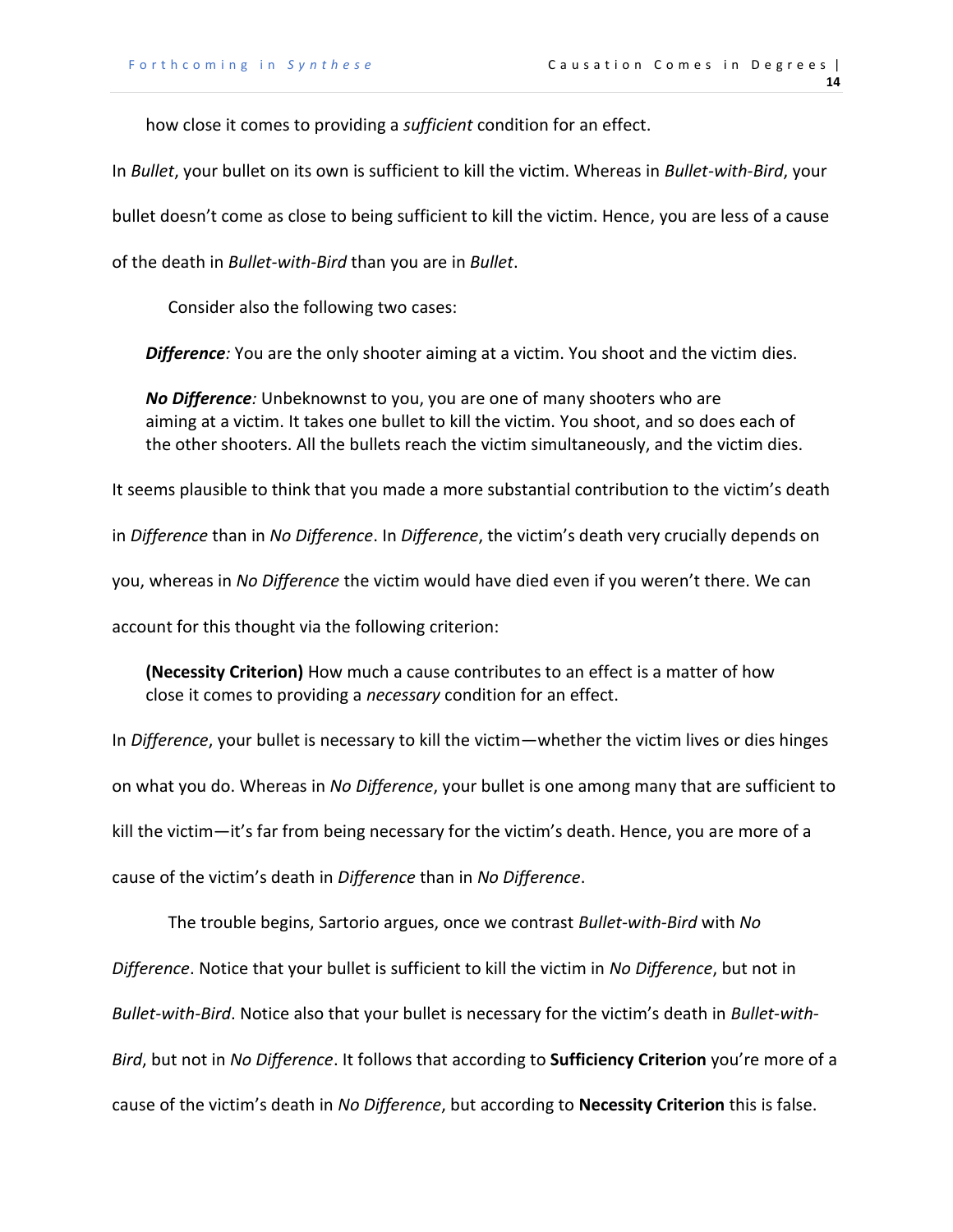how close it comes to providing a *sufficient* condition for an effect.

In *Bullet*, your bullet on its own is sufficient to kill the victim. Whereas in *Bullet-with-Bird*, your bullet doesn't come as close to being sufficient to kill the victim. Hence, you are less of a cause of the death in *Bullet-with-Bird* than you are in *Bullet*.

Consider also the following two cases:

> ***Difference**:* You are the only shooter aiming at a victim. You shoot and the victim dies.
>
> ***No Difference**:* Unbeknownst to you, you are one of many shooters who are aiming at a victim. It takes one bullet to kill the victim. You shoot, and so does each of the other shooters. All the bullets reach the victim simultaneously, and the victim dies.

It seems plausible to think that you made a more substantial contribution to the victim's death in *Difference* than in *No Difference*. In *Difference*, the victim's death very crucially depends on you, whereas in *No Difference* the victim would have died even if you weren't there. We can account for this thought via the following criterion:

> **(Necessity Criterion)** How much a cause contributes to an effect is a matter of how close it comes to providing a *necessary* condition for an effect.

In *Difference*, your bullet is necessary to kill the victim—whether the victim lives or dies hinges on what you do. Whereas in *No Difference*, your bullet is one among many that are sufficient to kill the victim—it's far from being necessary for the victim's death. Hence, you are more of a cause of the victim's death in *Difference* than in *No Difference*.

The trouble begins, Sartorio argues, once we contrast *Bullet-with-Bird* with *No Difference*. Notice that your bullet is sufficient to kill the victim in *No Difference*, but not in *Bullet-with-Bird*. Notice also that your bullet is necessary for the victim's death in *Bullet-with-Bird*, but not in *No Difference*. It follows that according to **Sufficiency Criterion** you're more of a cause of the victim's death in *No Difference*, but according to **Necessity Criterion** this is false.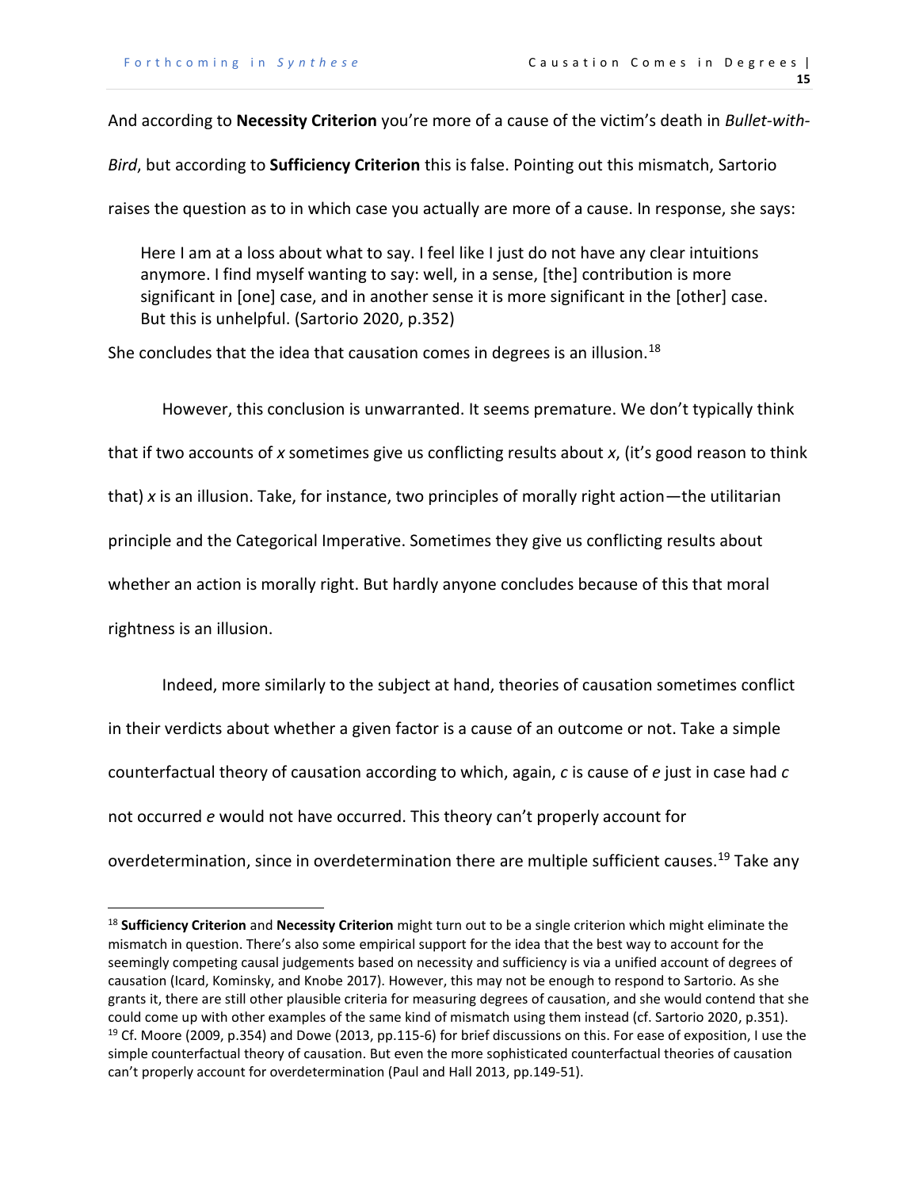And according to **Necessity Criterion** you're more of a cause of the victim's death in *Bullet-with-Bird*, but according to **Sufficiency Criterion** this is false. Pointing out this mismatch, Sartorio raises the question as to in which case you actually are more of a cause. In response, she says:

> Here I am at a loss about what to say. I feel like I just do not have any clear intuitions anymore. I find myself wanting to say: well, in a sense, [the] contribution is more significant in [one] case, and in another sense it is more significant in the [other] case. But this is unhelpful. (Sartorio 2020, p.352)

She concludes that the idea that causation comes in degrees is an illusion.[18]

However, this conclusion is unwarranted. It seems premature. We don't typically think that if two accounts of *x* sometimes give us conflicting results about *x*, (it's good reason to think that) *x* is an illusion. Take, for instance, two principles of morally right action—the utilitarian principle and the Categorical Imperative. Sometimes they give us conflicting results about whether an action is morally right. But hardly anyone concludes because of this that moral rightness is an illusion.

Indeed, more similarly to the subject at hand, theories of causation sometimes conflict in their verdicts about whether a given factor is a cause of an outcome or not. Take a simple counterfactual theory of causation according to which, again, *c* is cause of *e* just in case had *c* not occurred *e* would not have occurred. This theory can't properly account for overdetermination, since in overdetermination there are multiple sufficient causes.[19] Take any

[18] **Sufficiency Criterion** and **Necessity Criterion** might turn out to be a single criterion which might eliminate the mismatch in question. There's also some empirical support for the idea that the best way to account for the seemingly competing causal judgements based on necessity and sufficiency is via a unified account of degrees of causation (Icard, Kominsky, and Knobe 2017). However, this may not be enough to respond to Sartorio. As she grants it, there are still other plausible criteria for measuring degrees of causation, and she would contend that she could come up with other examples of the same kind of mismatch using them instead (cf. Sartorio 2020, p.351).

[19] Cf. Moore (2009, p.354) and Dowe (2013, pp.115-6) for brief discussions on this. For ease of exposition, I use the simple counterfactual theory of causation. But even the more sophisticated counterfactual theories of causation can't properly account for overdetermination (Paul and Hall 2013, pp.149-51).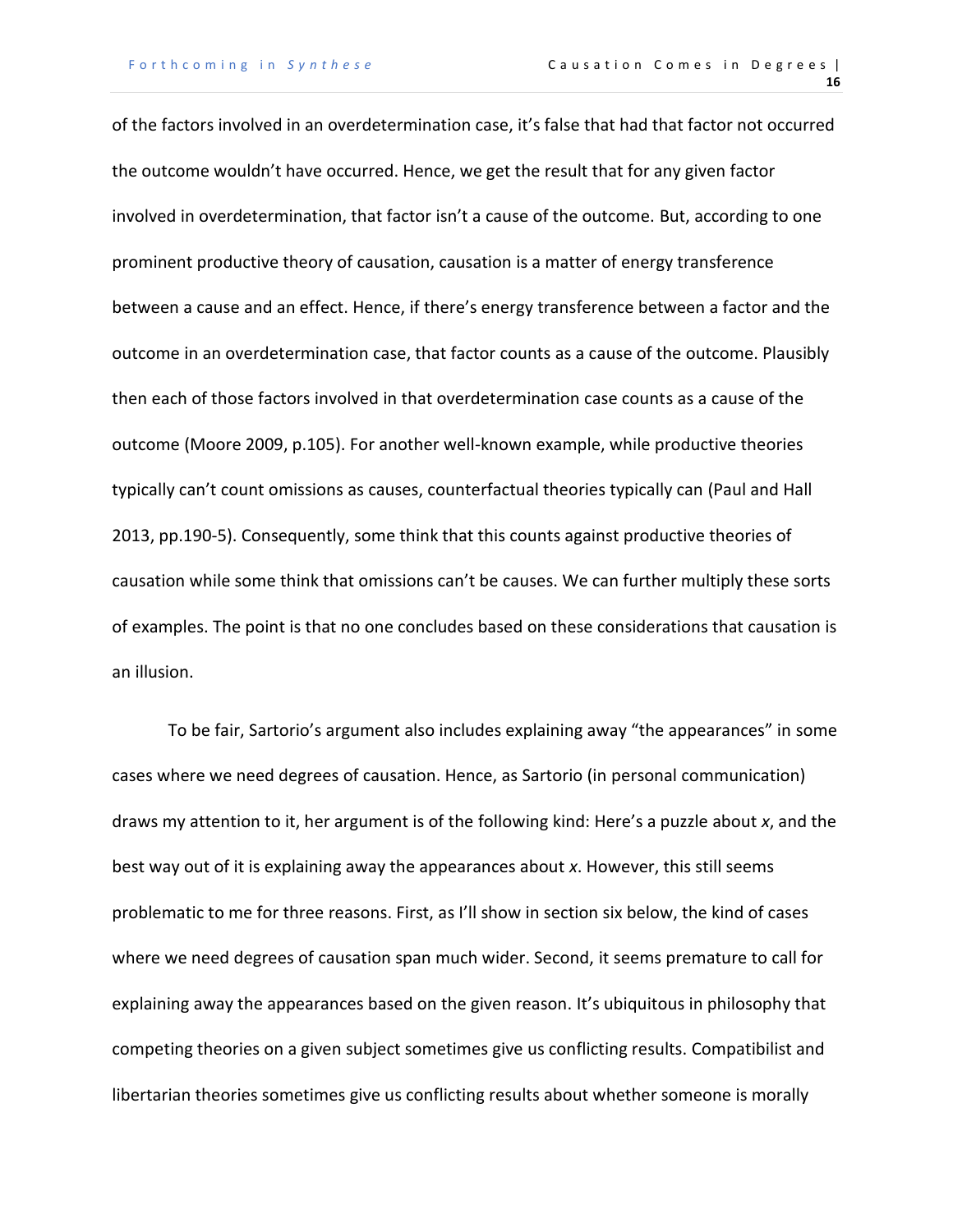of the factors involved in an overdetermination case, it's false that had that factor not occurred the outcome wouldn't have occurred. Hence, we get the result that for any given factor involved in overdetermination, that factor isn't a cause of the outcome. But, according to one prominent productive theory of causation, causation is a matter of energy transference between a cause and an effect. Hence, if there's energy transference between a factor and the outcome in an overdetermination case, that factor counts as a cause of the outcome. Plausibly then each of those factors involved in that overdetermination case counts as a cause of the outcome (Moore 2009, p.105). For another well-known example, while productive theories typically can't count omissions as causes, counterfactual theories typically can (Paul and Hall 2013, pp.190-5). Consequently, some think that this counts against productive theories of causation while some think that omissions can't be causes. We can further multiply these sorts of examples. The point is that no one concludes based on these considerations that causation is an illusion.

To be fair, Sartorio's argument also includes explaining away "the appearances" in some cases where we need degrees of causation. Hence, as Sartorio (in personal communication) draws my attention to it, her argument is of the following kind: Here's a puzzle about *x*, and the best way out of it is explaining away the appearances about *x*. However, this still seems problematic to me for three reasons. First, as I'll show in section six below, the kind of cases where we need degrees of causation span much wider. Second, it seems premature to call for explaining away the appearances based on the given reason. It's ubiquitous in philosophy that competing theories on a given subject sometimes give us conflicting results. Compatibilist and libertarian theories sometimes give us conflicting results about whether someone is morally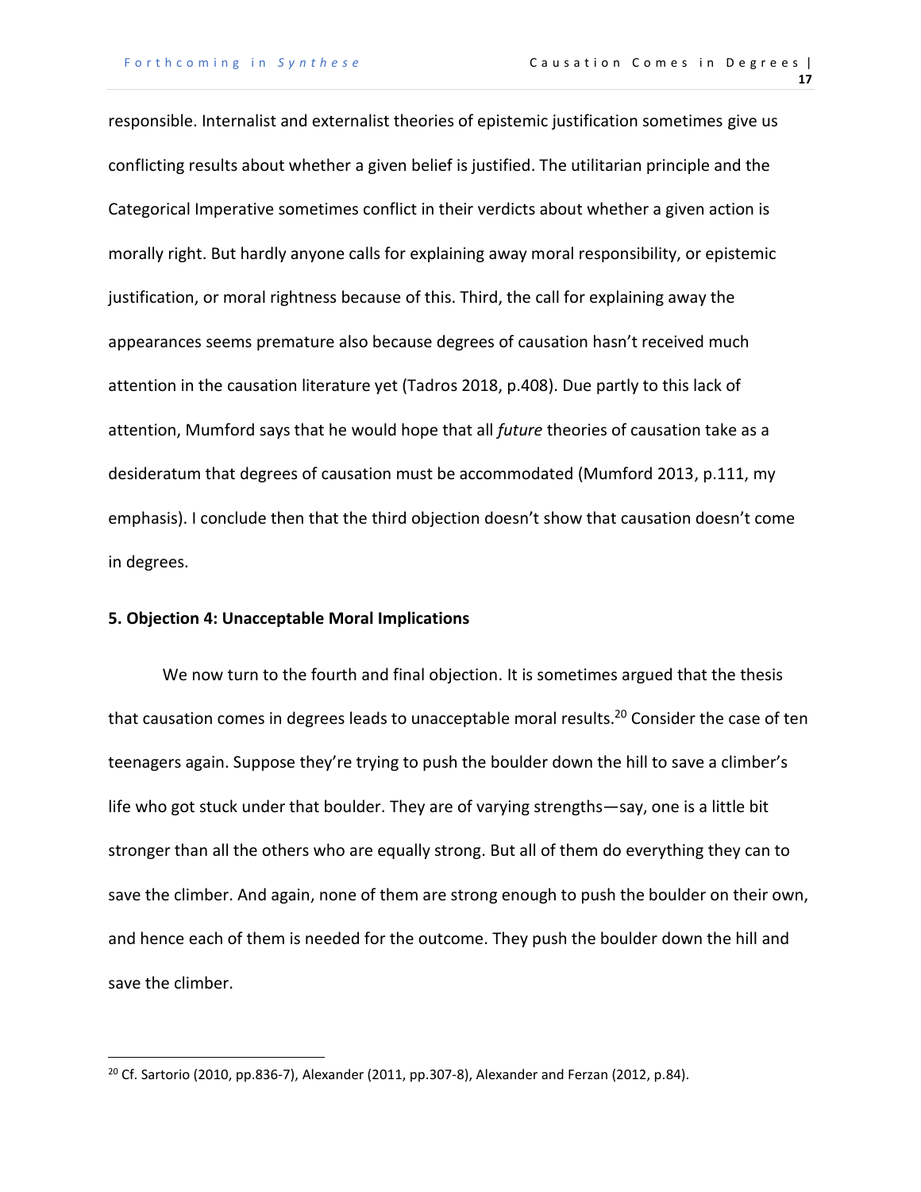responsible. Internalist and externalist theories of epistemic justification sometimes give us conflicting results about whether a given belief is justified. The utilitarian principle and the Categorical Imperative sometimes conflict in their verdicts about whether a given action is morally right. But hardly anyone calls for explaining away moral responsibility, or epistemic justification, or moral rightness because of this. Third, the call for explaining away the appearances seems premature also because degrees of causation hasn't received much attention in the causation literature yet (Tadros 2018, p.408). Due partly to this lack of attention, Mumford says that he would hope that all *future* theories of causation take as a desideratum that degrees of causation must be accommodated (Mumford 2013, p.111, my emphasis). I conclude then that the third objection doesn't show that causation doesn't come in degrees.

## 5. Objection 4: Unacceptable Moral Implications

We now turn to the fourth and final objection. It is sometimes argued that the thesis that causation comes in degrees leads to unacceptable moral results.[20] Consider the case of ten teenagers again. Suppose they're trying to push the boulder down the hill to save a climber's life who got stuck under that boulder. They are of varying strengths—say, one is a little bit stronger than all the others who are equally strong. But all of them do everything they can to save the climber. And again, none of them are strong enough to push the boulder on their own, and hence each of them is needed for the outcome. They push the boulder down the hill and save the climber.

[20] Cf. Sartorio (2010, pp.836-7), Alexander (2011, pp.307-8), Alexander and Ferzan (2012, p.84).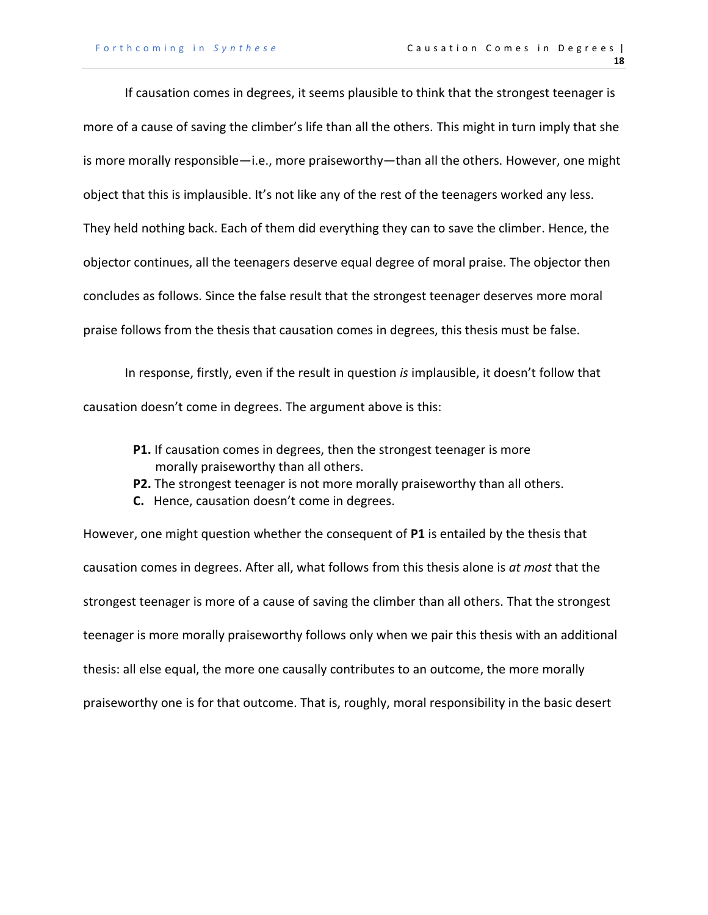If causation comes in degrees, it seems plausible to think that the strongest teenager is more of a cause of saving the climber's life than all the others. This might in turn imply that she is more morally responsible—i.e., more praiseworthy—than all the others. However, one might object that this is implausible. It's not like any of the rest of the teenagers worked any less. They held nothing back. Each of them did everything they can to save the climber. Hence, the objector continues, all the teenagers deserve equal degree of moral praise. The objector then concludes as follows. Since the false result that the strongest teenager deserves more moral praise follows from the thesis that causation comes in degrees, this thesis must be false.

In response, firstly, even if the result in question *is* implausible, it doesn't follow that causation doesn't come in degrees. The argument above is this:

> **P1.** If causation comes in degrees, then the strongest teenager is more morally praiseworthy than all others.
> **P2.** The strongest teenager is not more morally praiseworthy than all others.
> **C.** Hence, causation doesn't come in degrees.

However, one might question whether the consequent of **P1** is entailed by the thesis that causation comes in degrees. After all, what follows from this thesis alone is *at most* that the strongest teenager is more of a cause of saving the climber than all others. That the strongest teenager is more morally praiseworthy follows only when we pair this thesis with an additional thesis: all else equal, the more one causally contributes to an outcome, the more morally praiseworthy one is for that outcome. That is, roughly, moral responsibility in the basic desert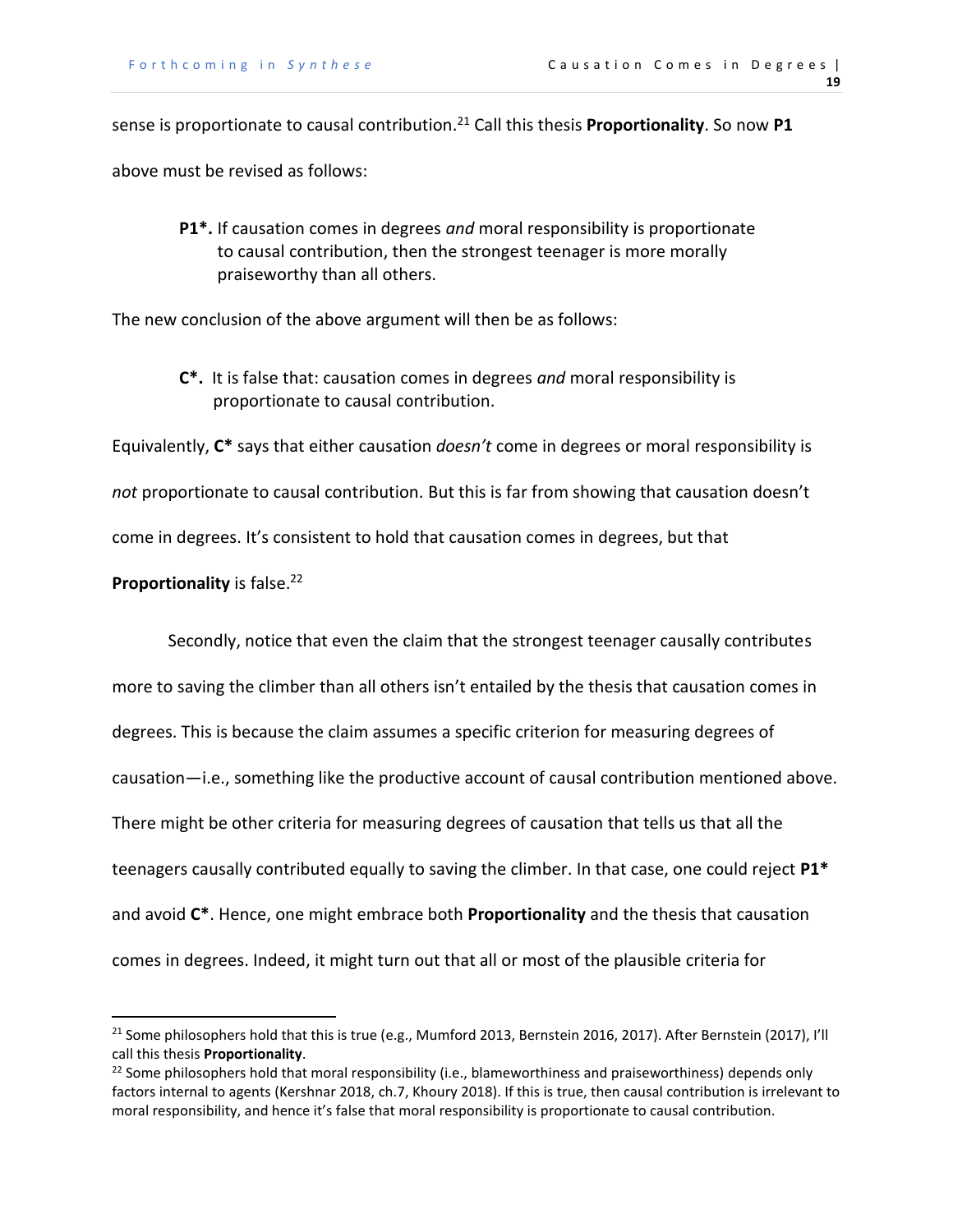sense is proportionate to causal contribution.[21] Call this thesis **Proportionality**. So now **P1** above must be revised as follows:

> **P1\*.** If causation comes in degrees *and* moral responsibility is proportionate to causal contribution, then the strongest teenager is more morally praiseworthy than all others.

The new conclusion of the above argument will then be as follows:

> **C\*.** It is false that: causation comes in degrees *and* moral responsibility is proportionate to causal contribution.

Equivalently, **C\*** says that either causation *doesn't* come in degrees or moral responsibility is *not* proportionate to causal contribution. But this is far from showing that causation doesn't come in degrees. It's consistent to hold that causation comes in degrees, but that **Proportionality** is false.[22]

Secondly, notice that even the claim that the strongest teenager causally contributes more to saving the climber than all others isn't entailed by the thesis that causation comes in degrees. This is because the claim assumes a specific criterion for measuring degrees of causation—i.e., something like the productive account of causal contribution mentioned above. There might be other criteria for measuring degrees of causation that tells us that all the teenagers causally contributed equally to saving the climber. In that case, one could reject **P1\*** and avoid **C\***. Hence, one might embrace both **Proportionality** and the thesis that causation comes in degrees. Indeed, it might turn out that all or most of the plausible criteria for

---

[21] Some philosophers hold that this is true (e.g., Mumford 2013, Bernstein 2016, 2017). After Bernstein (2017), I'll call this thesis **Proportionality**.

[22] Some philosophers hold that moral responsibility (i.e., blameworthiness and praiseworthiness) depends only factors internal to agents (Kershnar 2018, ch.7, Khoury 2018). If this is true, then causal contribution is irrelevant to moral responsibility, and hence it's false that moral responsibility is proportionate to causal contribution.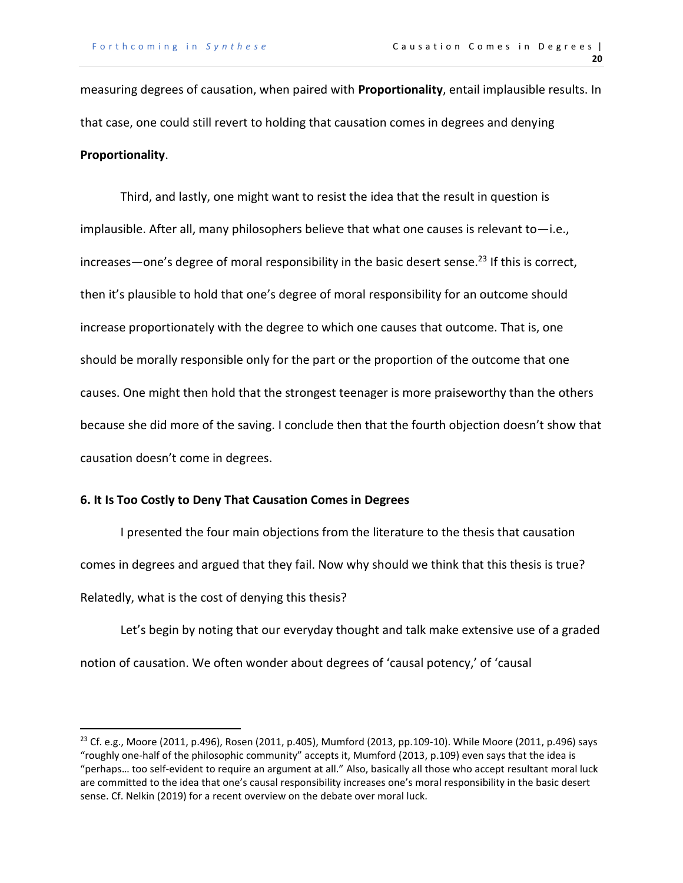measuring degrees of causation, when paired with **Proportionality**, entail implausible results. In that case, one could still revert to holding that causation comes in degrees and denying **Proportionality**.

Third, and lastly, one might want to resist the idea that the result in question is implausible. After all, many philosophers believe that what one causes is relevant to—i.e., increases—one's degree of moral responsibility in the basic desert sense.[23] If this is correct, then it's plausible to hold that one's degree of moral responsibility for an outcome should increase proportionately with the degree to which one causes that outcome. That is, one should be morally responsible only for the part or the proportion of the outcome that one causes. One might then hold that the strongest teenager is more praiseworthy than the others because she did more of the saving. I conclude then that the fourth objection doesn't show that causation doesn't come in degrees.

### 6. It Is Too Costly to Deny That Causation Comes in Degrees

I presented the four main objections from the literature to the thesis that causation comes in degrees and argued that they fail. Now why should we think that this thesis is true? Relatedly, what is the cost of denying this thesis?

Let's begin by noting that our everyday thought and talk make extensive use of a graded notion of causation. We often wonder about degrees of 'causal potency,' of 'causal

[23] Cf. e.g., Moore (2011, p.496), Rosen (2011, p.405), Mumford (2013, pp.109-10). While Moore (2011, p.496) says "roughly one-half of the philosophic community" accepts it, Mumford (2013, p.109) even says that the idea is "perhaps… too self-evident to require an argument at all." Also, basically all those who accept resultant moral luck are committed to the idea that one's causal responsibility increases one's moral responsibility in the basic desert sense. Cf. Nelkin (2019) for a recent overview on the debate over moral luck.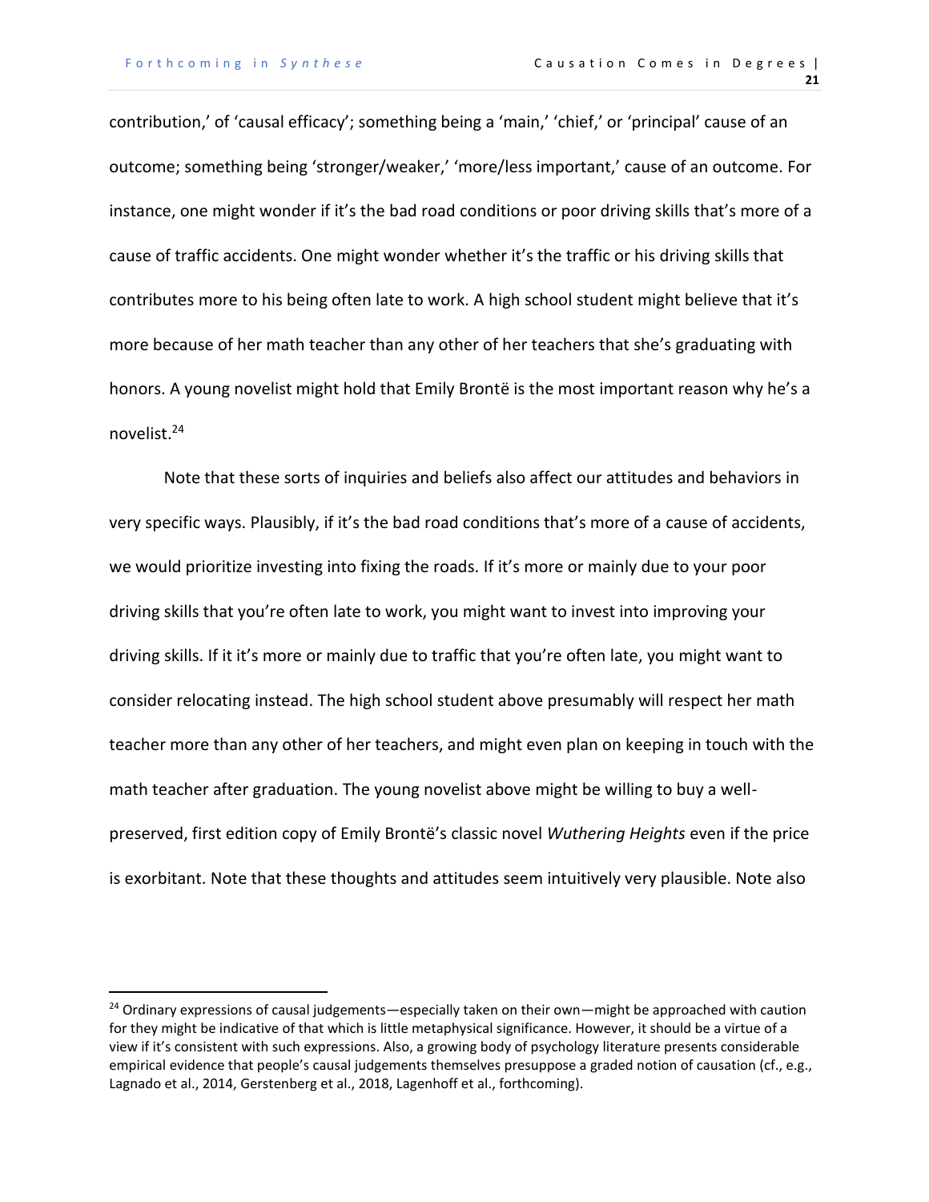contribution,' of 'causal efficacy'; something being a 'main,' 'chief,' or 'principal' cause of an outcome; something being 'stronger/weaker,' 'more/less important,' cause of an outcome. For instance, one might wonder if it's the bad road conditions or poor driving skills that's more of a cause of traffic accidents. One might wonder whether it's the traffic or his driving skills that contributes more to his being often late to work. A high school student might believe that it's more because of her math teacher than any other of her teachers that she's graduating with honors. A young novelist might hold that Emily Brontë is the most important reason why he's a novelist.[24]

Note that these sorts of inquiries and beliefs also affect our attitudes and behaviors in very specific ways. Plausibly, if it's the bad road conditions that's more of a cause of accidents, we would prioritize investing into fixing the roads. If it's more or mainly due to your poor driving skills that you're often late to work, you might want to invest into improving your driving skills. If it it's more or mainly due to traffic that you're often late, you might want to consider relocating instead. The high school student above presumably will respect her math teacher more than any other of her teachers, and might even plan on keeping in touch with the math teacher after graduation. The young novelist above might be willing to buy a well-preserved, first edition copy of Emily Brontë's classic novel *Wuthering Heights* even if the price is exorbitant. Note that these thoughts and attitudes seem intuitively very plausible. Note also

---

[24] Ordinary expressions of causal judgements—especially taken on their own—might be approached with caution for they might be indicative of that which is little metaphysical significance. However, it should be a virtue of a view if it's consistent with such expressions. Also, a growing body of psychology literature presents considerable empirical evidence that people's causal judgements themselves presuppose a graded notion of causation (cf., e.g., Lagnado et al., 2014, Gerstenberg et al., 2018, Lagenhoff et al., forthcoming).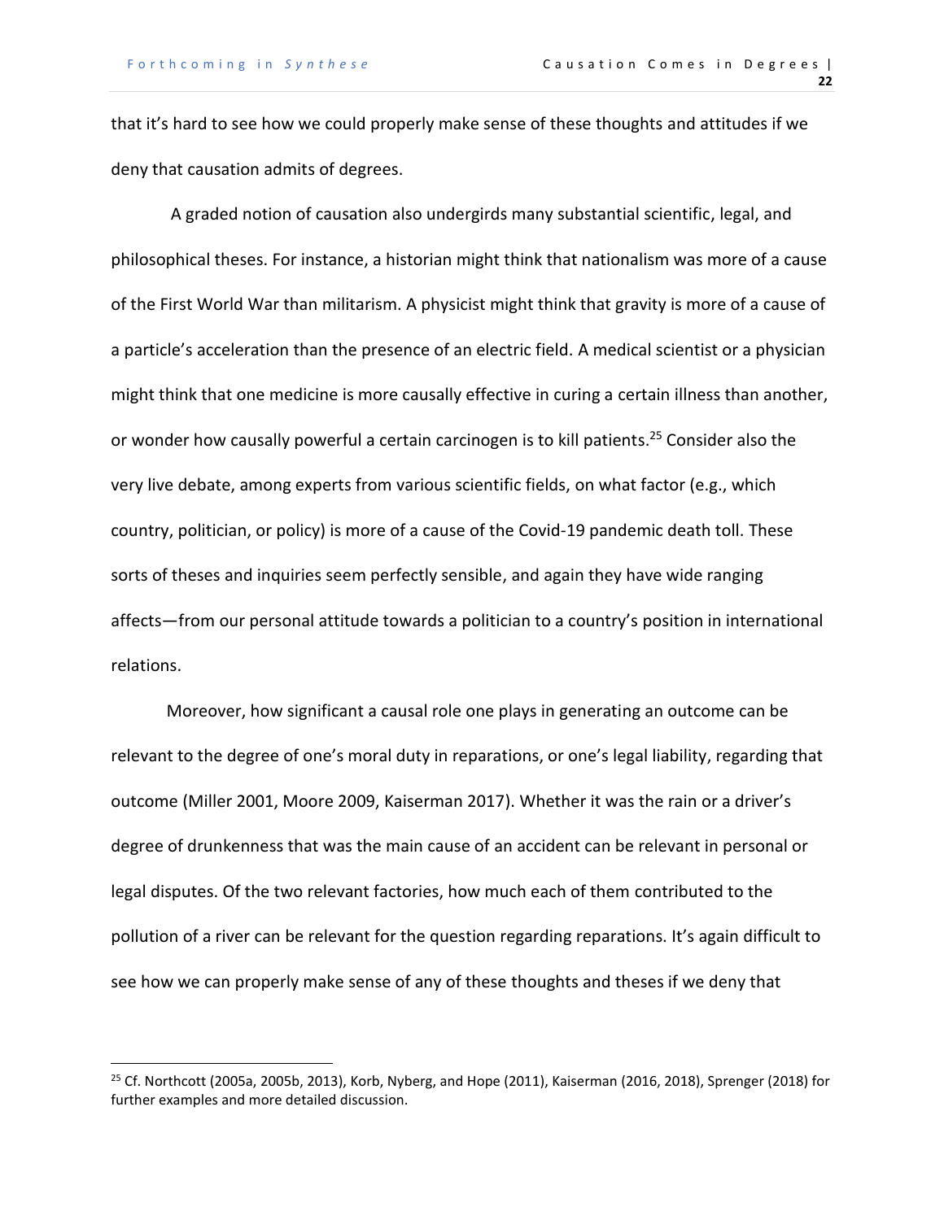that it's hard to see how we could properly make sense of these thoughts and attitudes if we deny that causation admits of degrees.

A graded notion of causation also undergirds many substantial scientific, legal, and philosophical theses. For instance, a historian might think that nationalism was more of a cause of the First World War than militarism. A physicist might think that gravity is more of a cause of a particle's acceleration than the presence of an electric field. A medical scientist or a physician might think that one medicine is more causally effective in curing a certain illness than another, or wonder how causally powerful a certain carcinogen is to kill patients.[25] Consider also the very live debate, among experts from various scientific fields, on what factor (e.g., which country, politician, or policy) is more of a cause of the Covid-19 pandemic death toll. These sorts of theses and inquiries seem perfectly sensible, and again they have wide ranging affects—from our personal attitude towards a politician to a country's position in international relations.

Moreover, how significant a causal role one plays in generating an outcome can be relevant to the degree of one's moral duty in reparations, or one's legal liability, regarding that outcome (Miller 2001, Moore 2009, Kaiserman 2017). Whether it was the rain or a driver's degree of drunkenness that was the main cause of an accident can be relevant in personal or legal disputes. Of the two relevant factories, how much each of them contributed to the pollution of a river can be relevant for the question regarding reparations. It's again difficult to see how we can properly make sense of any of these thoughts and theses if we deny that

[25] Cf. Northcott (2005a, 2005b, 2013), Korb, Nyberg, and Hope (2011), Kaiserman (2016, 2018), Sprenger (2018) for further examples and more detailed discussion.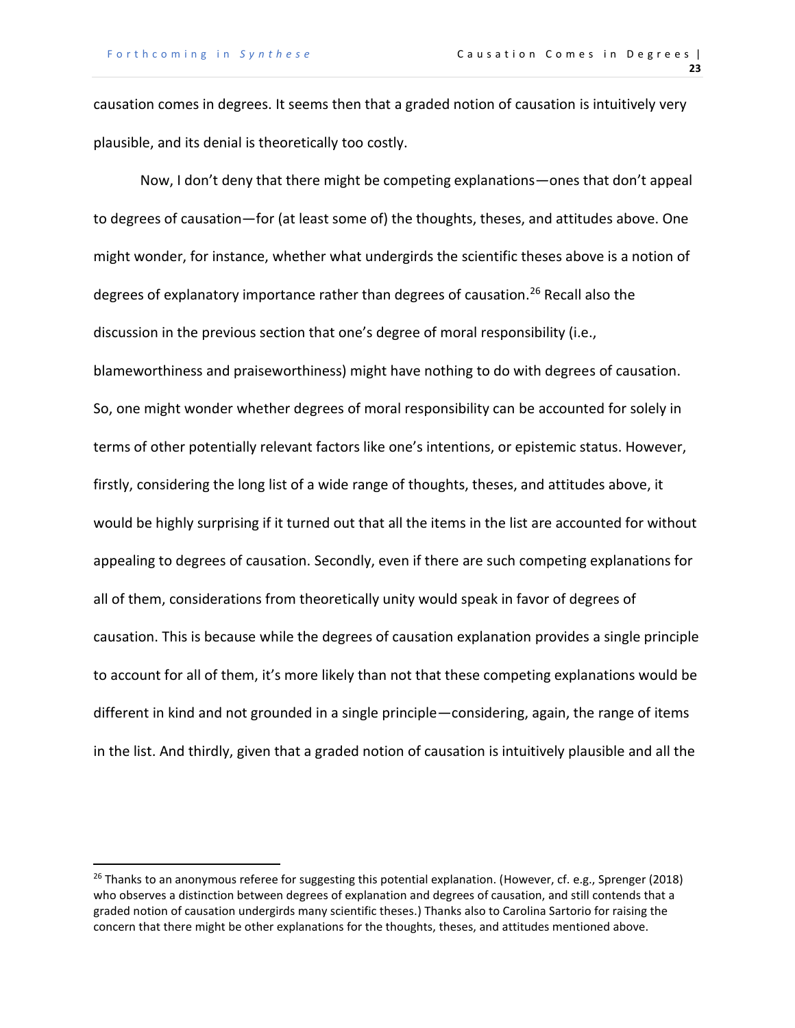causation comes in degrees. It seems then that a graded notion of causation is intuitively very plausible, and its denial is theoretically too costly.

Now, I don't deny that there might be competing explanations—ones that don't appeal to degrees of causation—for (at least some of) the thoughts, theses, and attitudes above. One might wonder, for instance, whether what undergirds the scientific theses above is a notion of degrees of explanatory importance rather than degrees of causation.[26] Recall also the discussion in the previous section that one's degree of moral responsibility (i.e., blameworthiness and praiseworthiness) might have nothing to do with degrees of causation. So, one might wonder whether degrees of moral responsibility can be accounted for solely in terms of other potentially relevant factors like one's intentions, or epistemic status. However, firstly, considering the long list of a wide range of thoughts, theses, and attitudes above, it would be highly surprising if it turned out that all the items in the list are accounted for without appealing to degrees of causation. Secondly, even if there are such competing explanations for all of them, considerations from theoretically unity would speak in favor of degrees of causation. This is because while the degrees of causation explanation provides a single principle to account for all of them, it's more likely than not that these competing explanations would be different in kind and not grounded in a single principle—considering, again, the range of items in the list. And thirdly, given that a graded notion of causation is intuitively plausible and all the

[26] Thanks to an anonymous referee for suggesting this potential explanation. (However, cf. e.g., Sprenger (2018) who observes a distinction between degrees of explanation and degrees of causation, and still contends that a graded notion of causation undergirds many scientific theses.) Thanks also to Carolina Sartorio for raising the concern that there might be other explanations for the thoughts, theses, and attitudes mentioned above.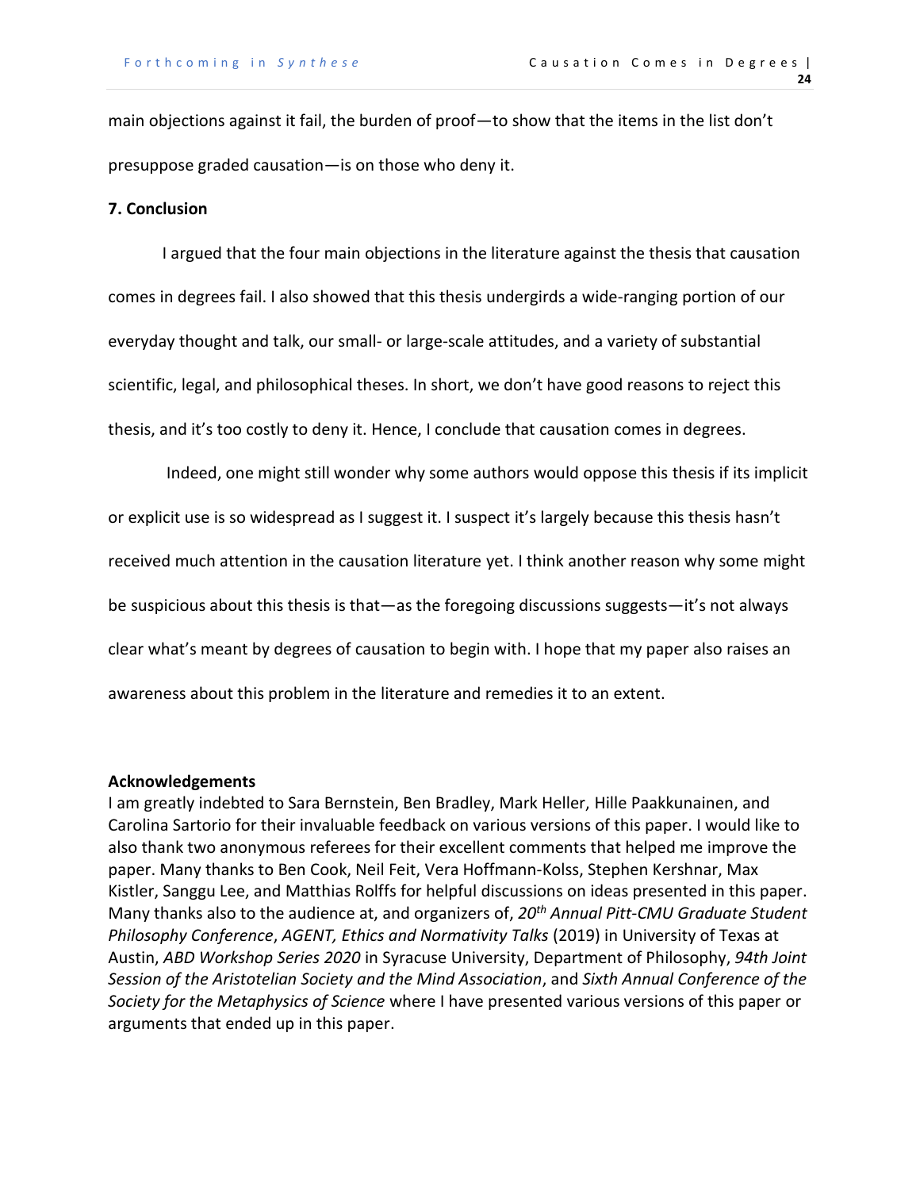main objections against it fail, the burden of proof—to show that the items in the list don't presuppose graded causation—is on those who deny it.

## 7. Conclusion

I argued that the four main objections in the literature against the thesis that causation comes in degrees fail. I also showed that this thesis undergirds a wide-ranging portion of our everyday thought and talk, our small- or large-scale attitudes, and a variety of substantial scientific, legal, and philosophical theses. In short, we don't have good reasons to reject this thesis, and it's too costly to deny it. Hence, I conclude that causation comes in degrees.

Indeed, one might still wonder why some authors would oppose this thesis if its implicit or explicit use is so widespread as I suggest it. I suspect it's largely because this thesis hasn't received much attention in the causation literature yet. I think another reason why some might be suspicious about this thesis is that—as the foregoing discussions suggests—it's not always clear what's meant by degrees of causation to begin with. I hope that my paper also raises an awareness about this problem in the literature and remedies it to an extent.

## Acknowledgements

I am greatly indebted to Sara Bernstein, Ben Bradley, Mark Heller, Hille Paakkunainen, and Carolina Sartorio for their invaluable feedback on various versions of this paper. I would like to also thank two anonymous referees for their excellent comments that helped me improve the paper. Many thanks to Ben Cook, Neil Feit, Vera Hoffmann-Kolss, Stephen Kershnar, Max Kistler, Sanggu Lee, and Matthias Rolffs for helpful discussions on ideas presented in this paper. Many thanks also to the audience at, and organizers of, *20th Annual Pitt-CMU Graduate Student Philosophy Conference*, *AGENT, Ethics and Normativity Talks* (2019) in University of Texas at Austin, *ABD Workshop Series 2020* in Syracuse University, Department of Philosophy, *94th Joint Session of the Aristotelian Society and the Mind Association*, and *Sixth Annual Conference of the Society for the Metaphysics of Science* where I have presented various versions of this paper or arguments that ended up in this paper.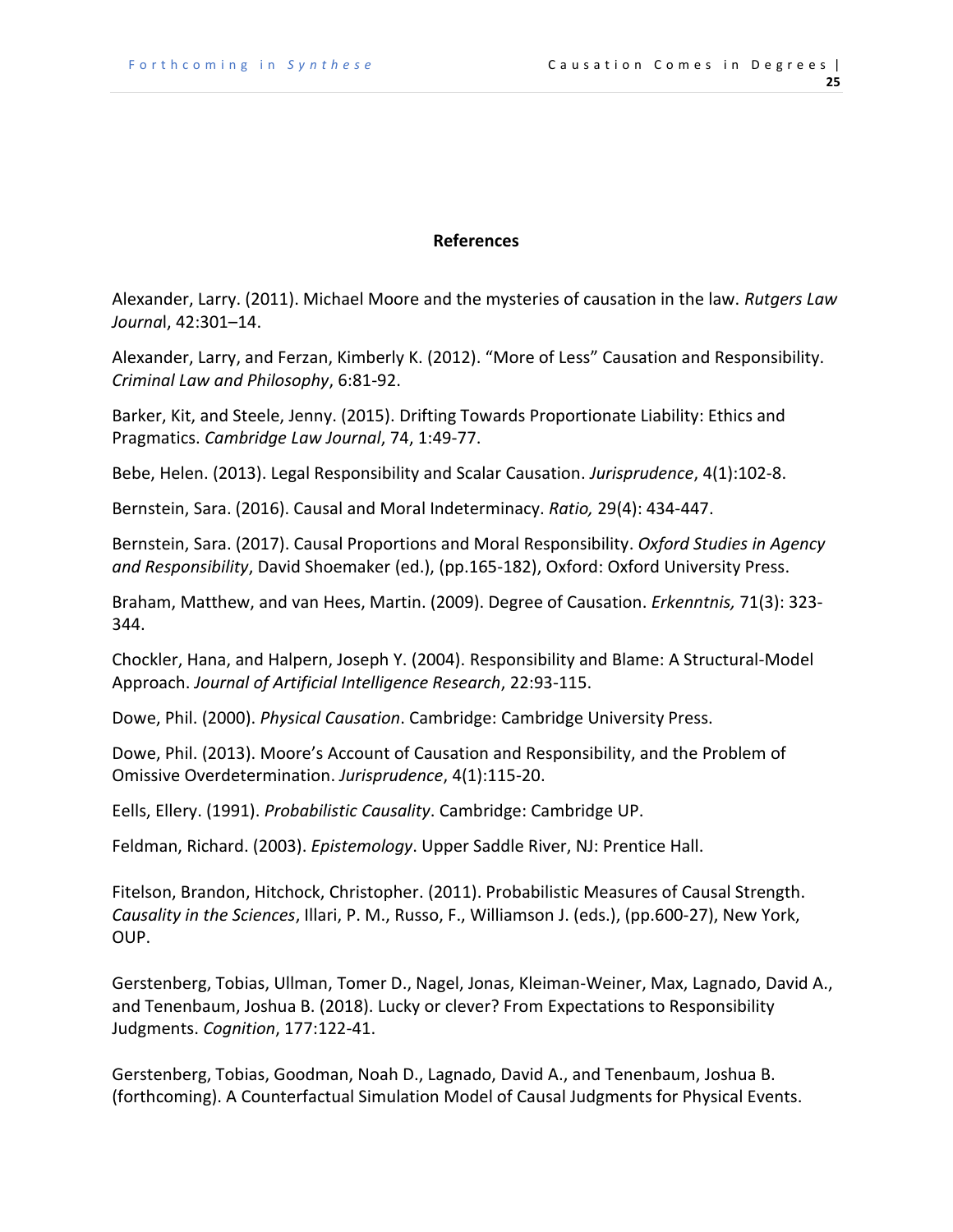## References

Alexander, Larry. (2011). Michael Moore and the mysteries of causation in the law. *Rutgers Law Journa*l, 42:301–14.

Alexander, Larry, and Ferzan, Kimberly K. (2012). "More of Less" Causation and Responsibility. *Criminal Law and Philosophy*, 6:81-92.

Barker, Kit, and Steele, Jenny. (2015). Drifting Towards Proportionate Liability: Ethics and Pragmatics. *Cambridge Law Journal*, 74, 1:49-77.

Bebe, Helen. (2013). Legal Responsibility and Scalar Causation. *Jurisprudence*, 4(1):102-8.

Bernstein, Sara. (2016). Causal and Moral Indeterminacy. *Ratio,* 29(4): 434-447.

Bernstein, Sara. (2017). Causal Proportions and Moral Responsibility. *Oxford Studies in Agency and Responsibility*, David Shoemaker (ed.), (pp.165-182), Oxford: Oxford University Press.

Braham, Matthew, and van Hees, Martin. (2009). Degree of Causation. *Erkenntnis,* 71(3): 323-344.

Chockler, Hana, and Halpern, Joseph Y. (2004). Responsibility and Blame: A Structural-Model Approach. *Journal of Artificial Intelligence Research*, 22:93-115.

Dowe, Phil. (2000). *Physical Causation*. Cambridge: Cambridge University Press.

Dowe, Phil. (2013). Moore's Account of Causation and Responsibility, and the Problem of Omissive Overdetermination. *Jurisprudence*, 4(1):115-20.

Eells, Ellery. (1991). *Probabilistic Causality*. Cambridge: Cambridge UP.

Feldman, Richard. (2003). *Epistemology*. Upper Saddle River, NJ: Prentice Hall.

Fitelson, Brandon, Hitchock, Christopher. (2011). Probabilistic Measures of Causal Strength. *Causality in the Sciences*, Illari, P. M., Russo, F., Williamson J. (eds.), (pp.600-27), New York, OUP.

Gerstenberg, Tobias, Ullman, Tomer D., Nagel, Jonas, Kleiman-Weiner, Max, Lagnado, David A., and Tenenbaum, Joshua B. (2018). Lucky or clever? From Expectations to Responsibility Judgments. *Cognition*, 177:122-41.

Gerstenberg, Tobias, Goodman, Noah D., Lagnado, David A., and Tenenbaum, Joshua B. (forthcoming). A Counterfactual Simulation Model of Causal Judgments for Physical Events.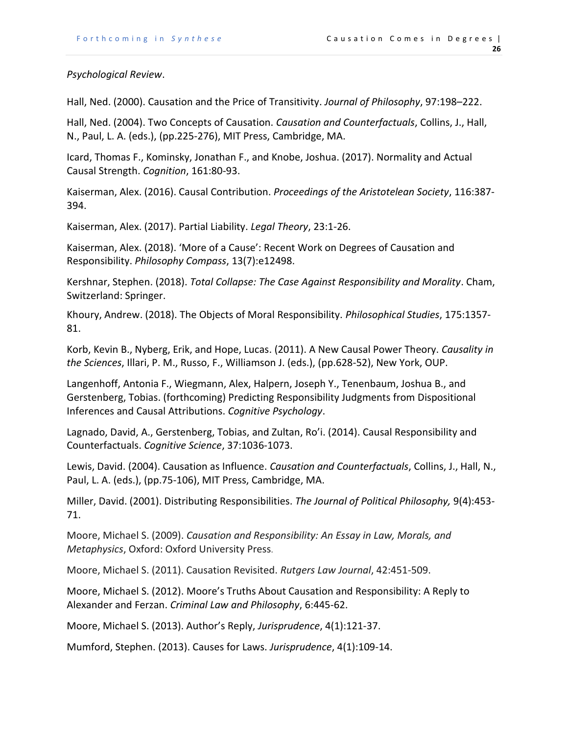*Psychological Review*.

Hall, Ned. (2000). Causation and the Price of Transitivity. *Journal of Philosophy*, 97:198–222.

Hall, Ned. (2004). Two Concepts of Causation. *Causation and Counterfactuals*, Collins, J., Hall, N., Paul, L. A. (eds.), (pp.225-276), MIT Press, Cambridge, MA.

Icard, Thomas F., Kominsky, Jonathan F., and Knobe, Joshua. (2017). Normality and Actual Causal Strength. *Cognition*, 161:80-93.

Kaiserman, Alex. (2016). Causal Contribution. *Proceedings of the Aristotelean Society*, 116:387-394.

Kaiserman, Alex. (2017). Partial Liability. *Legal Theory*, 23:1-26.

Kaiserman, Alex. (2018). 'More of a Cause': Recent Work on Degrees of Causation and Responsibility. *Philosophy Compass*, 13(7):e12498.

Kershnar, Stephen. (2018). *Total Collapse: The Case Against Responsibility and Morality*. Cham, Switzerland: Springer.

Khoury, Andrew. (2018). The Objects of Moral Responsibility. *Philosophical Studies*, 175:1357-81.

Korb, Kevin B., Nyberg, Erik, and Hope, Lucas. (2011). A New Causal Power Theory. *Causality in the Sciences*, Illari, P. M., Russo, F., Williamson J. (eds.), (pp.628-52), New York, OUP.

Langenhoff, Antonia F., Wiegmann, Alex, Halpern, Joseph Y., Tenenbaum, Joshua B., and Gerstenberg, Tobias. (forthcoming) Predicting Responsibility Judgments from Dispositional Inferences and Causal Attributions. *Cognitive Psychology*.

Lagnado, David, A., Gerstenberg, Tobias, and Zultan, Ro'i. (2014). Causal Responsibility and Counterfactuals. *Cognitive Science*, 37:1036-1073.

Lewis, David. (2004). Causation as Influence. *Causation and Counterfactuals*, Collins, J., Hall, N., Paul, L. A. (eds.), (pp.75-106), MIT Press, Cambridge, MA.

Miller, David. (2001). Distributing Responsibilities. *The Journal of Political Philosophy,* 9(4):453-71.

Moore, Michael S. (2009). *Causation and Responsibility: An Essay in Law, Morals, and Metaphysics*, Oxford: Oxford University Press.

Moore, Michael S. (2011). Causation Revisited. *Rutgers Law Journal*, 42:451-509.

Moore, Michael S. (2012). Moore's Truths About Causation and Responsibility: A Reply to Alexander and Ferzan. *Criminal Law and Philosophy*, 6:445-62.

Moore, Michael S. (2013). Author's Reply, *Jurisprudence*, 4(1):121-37.

Mumford, Stephen. (2013). Causes for Laws. *Jurisprudence*, 4(1):109-14.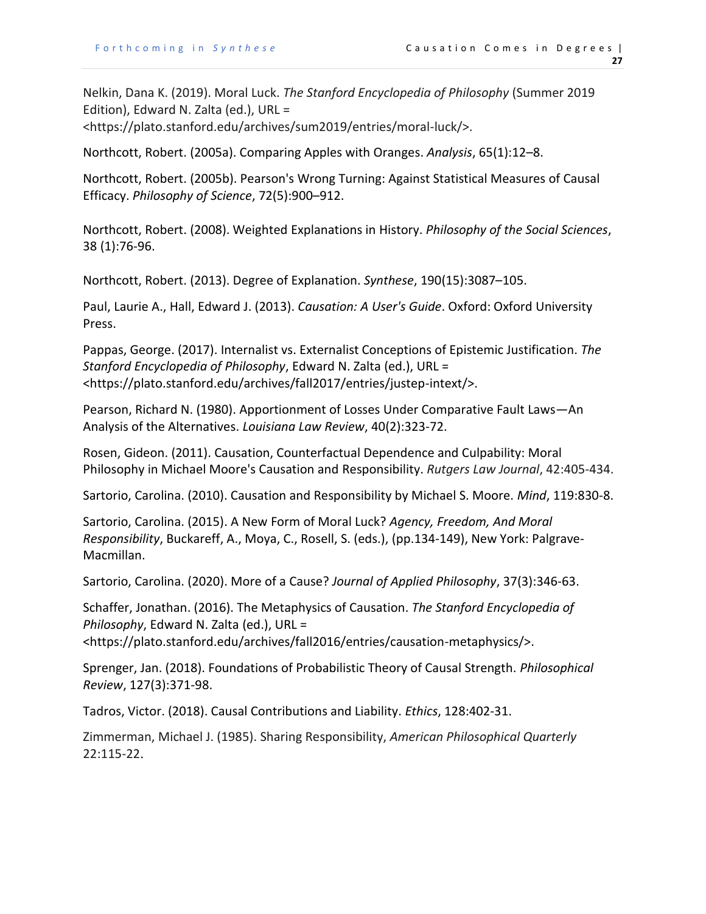Nelkin, Dana K. (2019). Moral Luck. *The Stanford Encyclopedia of Philosophy* (Summer 2019 Edition), Edward N. Zalta (ed.), URL = <https://plato.stanford.edu/archives/sum2019/entries/moral-luck/>.

Northcott, Robert. (2005a). Comparing Apples with Oranges. *Analysis*, 65(1):12–8.

Northcott, Robert. (2005b). Pearson's Wrong Turning: Against Statistical Measures of Causal Efficacy. *Philosophy of Science*, 72(5):900–912.

Northcott, Robert. (2008). Weighted Explanations in History. *Philosophy of the Social Sciences*, 38 (1):76-96.

Northcott, Robert. (2013). Degree of Explanation. *Synthese*, 190(15):3087–105.

Paul, Laurie A., Hall, Edward J. (2013). *Causation: A User's Guide*. Oxford: Oxford University Press.

Pappas, George. (2017). Internalist vs. Externalist Conceptions of Epistemic Justification. *The Stanford Encyclopedia of Philosophy*, Edward N. Zalta (ed.), URL = <https://plato.stanford.edu/archives/fall2017/entries/justep-intext/>.

Pearson, Richard N. (1980). Apportionment of Losses Under Comparative Fault Laws—An Analysis of the Alternatives. *Louisiana Law Review*, 40(2):323-72.

Rosen, Gideon. (2011). Causation, Counterfactual Dependence and Culpability: Moral Philosophy in Michael Moore's Causation and Responsibility. *Rutgers Law Journal*, 42:405-434.

Sartorio, Carolina. (2010). Causation and Responsibility by Michael S. Moore. *Mind*, 119:830-8.

Sartorio, Carolina. (2015). A New Form of Moral Luck? *Agency, Freedom, And Moral Responsibility*, Buckareff, A., Moya, C., Rosell, S. (eds.), (pp.134-149), New York: Palgrave-Macmillan.

Sartorio, Carolina. (2020). More of a Cause? *Journal of Applied Philosophy*, 37(3):346-63.

Schaffer, Jonathan. (2016). The Metaphysics of Causation. *The Stanford Encyclopedia of Philosophy*, Edward N. Zalta (ed.), URL = <https://plato.stanford.edu/archives/fall2016/entries/causation-metaphysics/>.

Sprenger, Jan. (2018). Foundations of Probabilistic Theory of Causal Strength. *Philosophical Review*, 127(3):371-98.

Tadros, Victor. (2018). Causal Contributions and Liability. *Ethics*, 128:402-31.

Zimmerman, Michael J. (1985). Sharing Responsibility, *American Philosophical Quarterly* 22:115-22.